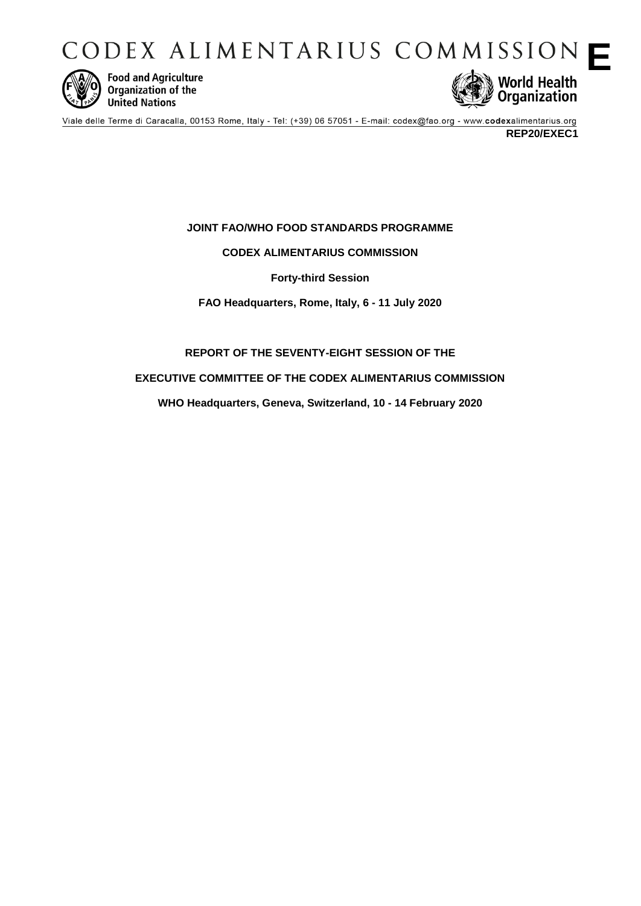# CODEX ALIMENTARIUS COMMISSION

**E**

Food and Agriculture Organization of the United Nations

World Health Organization

Viale delle Terme di Caracalla, 00153 Rome, Italy - Tel: (+39) 06 57051 - E-mail: codex@fao.org - www.codexalimentarius.org

**REP20/EXEC1**

**JOINT FAO/WHO FOOD STANDARDS PROGRAMME**

**CODEX ALIMENTARIUS COMMISSION**

**Forty-third Session**

**FAO Headquarters, Rome, Italy, 6 - 11 July 2020**

**REPORT OF THE SEVENTY-EIGHT SESSION OF THE**

**EXECUTIVE COMMITTEE OF THE CODEX ALIMENTARIUS COMMISSION**

**WHO Headquarters, Geneva, Switzerland, 10 - 14 February 2020**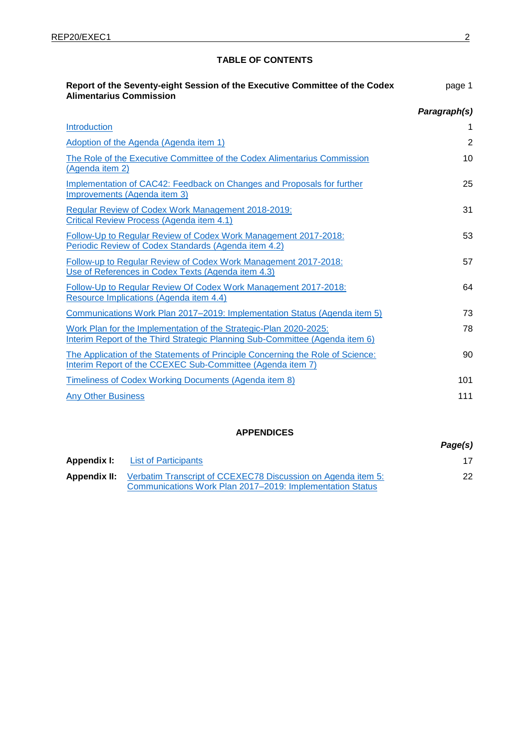## TABLE OF CONTENTS

| **Report of the Seventy-eight Session of the Executive Committee of the Codex Alimentarius Commission** | page 1 |
| --- | --- |
| | ***Paragraph(s)*** |
| Introduction | 1 |
| Adoption of the Agenda (Agenda item 1) | 2 |
| The Role of the Executive Committee of the Codex Alimentarius Commission (Agenda item 2) | 10 |
| Implementation of CAC42: Feedback on Changes and Proposals for further Improvements (Agenda item 3) | 25 |
| Regular Review of Codex Work Management 2018-2019: Critical Review Process (Agenda item 4.1) | 31 |
| Follow-Up to Regular Review of Codex Work Management 2017-2018: Periodic Review of Codex Standards (Agenda item 4.2) | 53 |
| Follow-up to Regular Review of Codex Work Management 2017-2018: Use of References in Codex Texts (Agenda item 4.3) | 57 |
| Follow-Up to Regular Review Of Codex Work Management 2017-2018: Resource Implications (Agenda item 4.4) | 64 |
| Communications Work Plan 2017–2019: Implementation Status (Agenda item 5) | 73 |
| Work Plan for the Implementation of the Strategic-Plan 2020-2025: Interim Report of the Third Strategic Planning Sub-Committee (Agenda item 6) | 78 |
| The Application of the Statements of Principle Concerning the Role of Science: Interim Report of the CCEXEC Sub-Committee (Agenda item 7) | 90 |
| Timeliness of Codex Working Documents (Agenda item 8) | 101 |
| Any Other Business | 111 |

## APPENDICES

| | | ***Page(s)*** |
| --- | --- | --- |
| **Appendix I:** | List of Participants | 17 |
| **Appendix II:** | Verbatim Transcript of CCEXEC78 Discussion on Agenda item 5: Communications Work Plan 2017–2019: Implementation Status | 22 |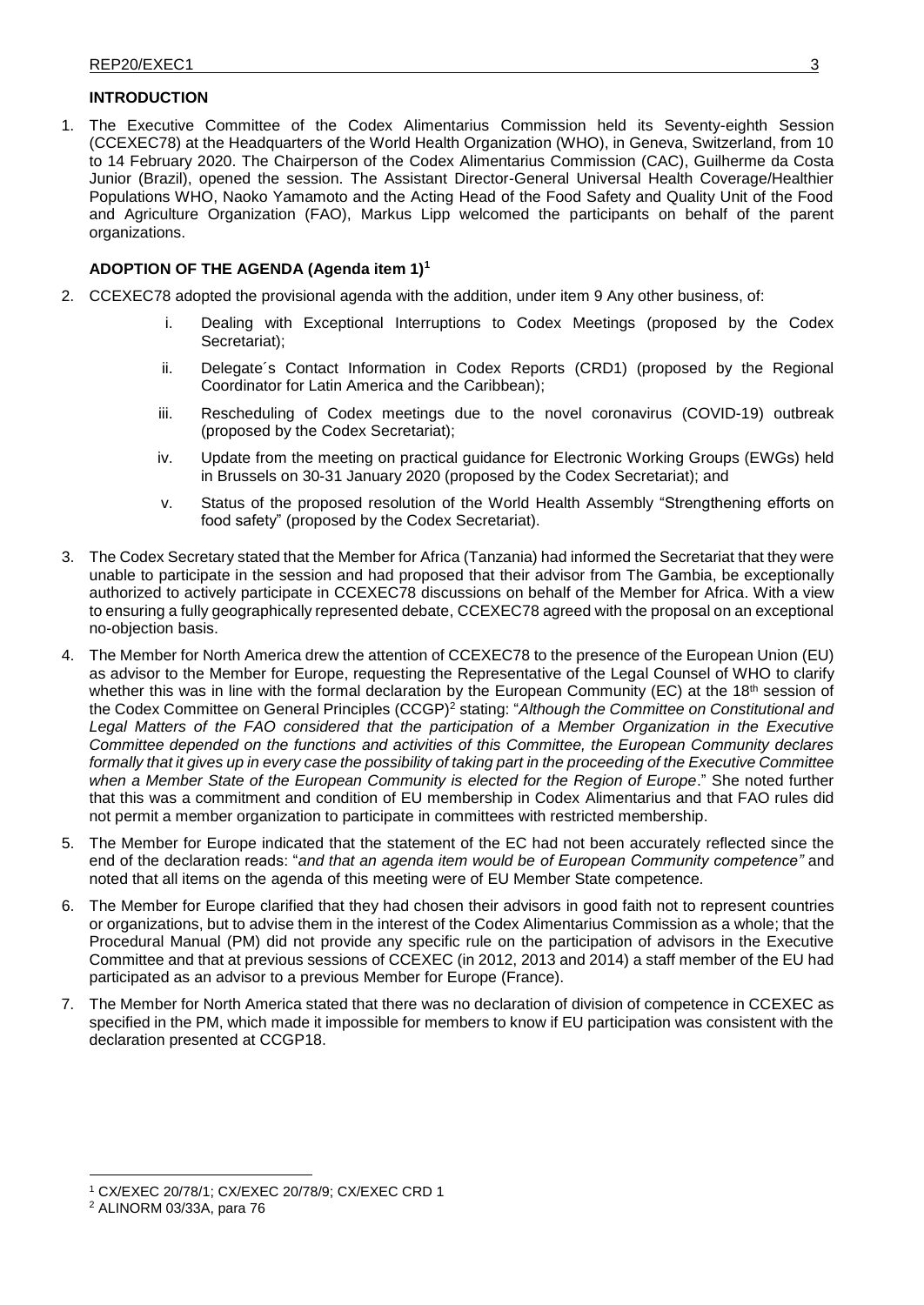## INTRODUCTION

1. The Executive Committee of the Codex Alimentarius Commission held its Seventy-eighth Session (CCEXEC78) at the Headquarters of the World Health Organization (WHO), in Geneva, Switzerland, from 10 to 14 February 2020. The Chairperson of the Codex Alimentarius Commission (CAC), Guilherme da Costa Junior (Brazil), opened the session. The Assistant Director-General Universal Health Coverage/Healthier Populations WHO, Naoko Yamamoto and the Acting Head of the Food Safety and Quality Unit of the Food and Agriculture Organization (FAO), Markus Lipp welcomed the participants on behalf of the parent organizations.

## ADOPTION OF THE AGENDA (Agenda item 1)[1]

2. CCEXEC78 adopted the provisional agenda with the addition, under item 9 Any other business, of:

   i. Dealing with Exceptional Interruptions to Codex Meetings (proposed by the Codex Secretariat);

   ii. Delegate´s Contact Information in Codex Reports (CRD1) (proposed by the Regional Coordinator for Latin America and the Caribbean);

   iii. Rescheduling of Codex meetings due to the novel coronavirus (COVID-19) outbreak (proposed by the Codex Secretariat);

   iv. Update from the meeting on practical guidance for Electronic Working Groups (EWGs) held in Brussels on 30-31 January 2020 (proposed by the Codex Secretariat); and

   v. Status of the proposed resolution of the World Health Assembly "Strengthening efforts on food safety" (proposed by the Codex Secretariat).

3. The Codex Secretary stated that the Member for Africa (Tanzania) had informed the Secretariat that they were unable to participate in the session and had proposed that their advisor from The Gambia, be exceptionally authorized to actively participate in CCEXEC78 discussions on behalf of the Member for Africa. With a view to ensuring a fully geographically represented debate, CCEXEC78 agreed with the proposal on an exceptional no-objection basis.

4. The Member for North America drew the attention of CCEXEC78 to the presence of the European Union (EU) as advisor to the Member for Europe, requesting the Representative of the Legal Counsel of WHO to clarify whether this was in line with the formal declaration by the European Community (EC) at the 18th session of the Codex Committee on General Principles (CCGP)[2] stating: "*Although the Committee on Constitutional and Legal Matters of the FAO considered that the participation of a Member Organization in the Executive Committee depended on the functions and activities of this Committee, the European Community declares formally that it gives up in every case the possibility of taking part in the proceeding of the Executive Committee when a Member State of the European Community is elected for the Region of Europe*." She noted further that this was a commitment and condition of EU membership in Codex Alimentarius and that FAO rules did not permit a member organization to participate in committees with restricted membership.

5. The Member for Europe indicated that the statement of the EC had not been accurately reflected since the end of the declaration reads: "*and that an agenda item would be of European Community competence"* and noted that all items on the agenda of this meeting were of EU Member State competence.

6. The Member for Europe clarified that they had chosen their advisors in good faith not to represent countries or organizations, but to advise them in the interest of the Codex Alimentarius Commission as a whole; that the Procedural Manual (PM) did not provide any specific rule on the participation of advisors in the Executive Committee and that at previous sessions of CCEXEC (in 2012, 2013 and 2014) a staff member of the EU had participated as an advisor to a previous Member for Europe (France).

7. The Member for North America stated that there was no declaration of division of competence in CCEXEC as specified in the PM, which made it impossible for members to know if EU participation was consistent with the declaration presented at CCGP18.

---

[1] CX/EXEC 20/78/1; CX/EXEC 20/78/9; CX/EXEC CRD 1

[2] ALINORM 03/33A, para 76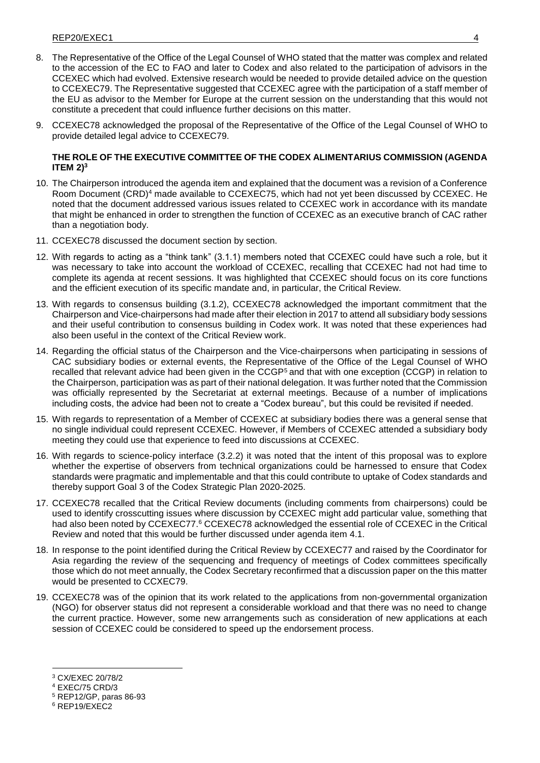8. The Representative of the Office of the Legal Counsel of WHO stated that the matter was complex and related to the accession of the EC to FAO and later to Codex and also related to the participation of advisors in the CCEXEC which had evolved. Extensive research would be needed to provide detailed advice on the question to CCEXEC79. The Representative suggested that CCEXEC agree with the participation of a staff member of the EU as advisor to the Member for Europe at the current session on the understanding that this would not constitute a precedent that could influence further decisions on this matter.

9. CCEXEC78 acknowledged the proposal of the Representative of the Office of the Legal Counsel of WHO to provide detailed legal advice to CCEXEC79.

### THE ROLE OF THE EXECUTIVE COMMITTEE OF THE CODEX ALIMENTARIUS COMMISSION (AGENDA ITEM 2)[3]

10. The Chairperson introduced the agenda item and explained that the document was a revision of a Conference Room Document (CRD)[4] made available to CCEXEC75, which had not yet been discussed by CCEXEC. He noted that the document addressed various issues related to CCEXEC work in accordance with its mandate that might be enhanced in order to strengthen the function of CCEXEC as an executive branch of CAC rather than a negotiation body.

11. CCEXEC78 discussed the document section by section.

12. With regards to acting as a "think tank" (3.1.1) members noted that CCEXEC could have such a role, but it was necessary to take into account the workload of CCEXEC, recalling that CCEXEC had not had time to complete its agenda at recent sessions. It was highlighted that CCEXEC should focus on its core functions and the efficient execution of its specific mandate and, in particular, the Critical Review.

13. With regards to consensus building (3.1.2), CCEXEC78 acknowledged the important commitment that the Chairperson and Vice-chairpersons had made after their election in 2017 to attend all subsidiary body sessions and their useful contribution to consensus building in Codex work. It was noted that these experiences had also been useful in the context of the Critical Review work.

14. Regarding the official status of the Chairperson and the Vice-chairpersons when participating in sessions of CAC subsidiary bodies or external events, the Representative of the Office of the Legal Counsel of WHO recalled that relevant advice had been given in the CCGP[5] and that with one exception (CCGP) in relation to the Chairperson, participation was as part of their national delegation. It was further noted that the Commission was officially represented by the Secretariat at external meetings. Because of a number of implications including costs, the advice had been not to create a "Codex bureau", but this could be revisited if needed.

15. With regards to representation of a Member of CCEXEC at subsidiary bodies there was a general sense that no single individual could represent CCEXEC. However, if Members of CCEXEC attended a subsidiary body meeting they could use that experience to feed into discussions at CCEXEC.

16. With regards to science-policy interface (3.2.2) it was noted that the intent of this proposal was to explore whether the expertise of observers from technical organizations could be harnessed to ensure that Codex standards were pragmatic and implementable and that this could contribute to uptake of Codex standards and thereby support Goal 3 of the Codex Strategic Plan 2020-2025.

17. CCEXEC78 recalled that the Critical Review documents (including comments from chairpersons) could be used to identify crosscutting issues where discussion by CCEXEC might add particular value, something that had also been noted by CCEXEC77.[6] CCEXEC78 acknowledged the essential role of CCEXEC in the Critical Review and noted that this would be further discussed under agenda item 4.1.

18. In response to the point identified during the Critical Review by CCEXEC77 and raised by the Coordinator for Asia regarding the review of the sequencing and frequency of meetings of Codex committees specifically those which do not meet annually, the Codex Secretary reconfirmed that a discussion paper on the this matter would be presented to CCXEC79.

19. CCEXEC78 was of the opinion that its work related to the applications from non-governmental organization (NGO) for observer status did not represent a considerable workload and that there was no need to change the current practice. However, some new arrangements such as consideration of new applications at each session of CCEXEC could be considered to speed up the endorsement process.

---

[3] CX/EXEC 20/78/2

[4] EXEC/75 CRD/3

[5] REP12/GP, paras 86-93

[6] REP19/EXEC2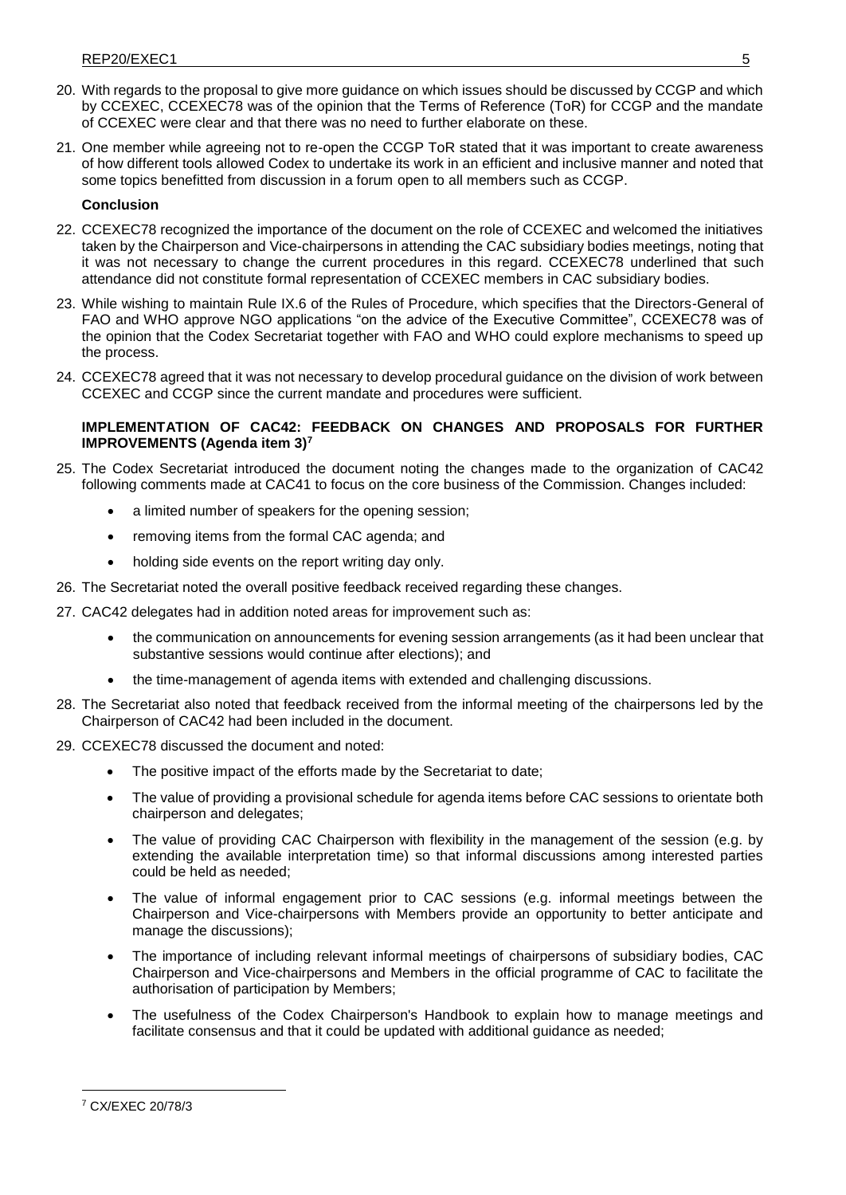20. With regards to the proposal to give more guidance on which issues should be discussed by CCGP and which by CCEXEC, CCEXEC78 was of the opinion that the Terms of Reference (ToR) for CCGP and the mandate of CCEXEC were clear and that there was no need to further elaborate on these.

21. One member while agreeing not to re-open the CCGP ToR stated that it was important to create awareness of how different tools allowed Codex to undertake its work in an efficient and inclusive manner and noted that some topics benefitted from discussion in a forum open to all members such as CCGP.

**Conclusion**

22. CCEXEC78 recognized the importance of the document on the role of CCEXEC and welcomed the initiatives taken by the Chairperson and Vice-chairpersons in attending the CAC subsidiary bodies meetings, noting that it was not necessary to change the current procedures in this regard. CCEXEC78 underlined that such attendance did not constitute formal representation of CCEXEC members in CAC subsidiary bodies.

23. While wishing to maintain Rule IX.6 of the Rules of Procedure, which specifies that the Directors-General of FAO and WHO approve NGO applications "on the advice of the Executive Committee", CCEXEC78 was of the opinion that the Codex Secretariat together with FAO and WHO could explore mechanisms to speed up the process.

24. CCEXEC78 agreed that it was not necessary to develop procedural guidance on the division of work between CCEXEC and CCGP since the current mandate and procedures were sufficient.

## IMPLEMENTATION OF CAC42: FEEDBACK ON CHANGES AND PROPOSALS FOR FURTHER IMPROVEMENTS (Agenda item 3)[7]

25. The Codex Secretariat introduced the document noting the changes made to the organization of CAC42 following comments made at CAC41 to focus on the core business of the Commission. Changes included:
    - a limited number of speakers for the opening session;
    - removing items from the formal CAC agenda; and
    - holding side events on the report writing day only.

26. The Secretariat noted the overall positive feedback received regarding these changes.

27. CAC42 delegates had in addition noted areas for improvement such as:
    - the communication on announcements for evening session arrangements (as it had been unclear that substantive sessions would continue after elections); and
    - the time-management of agenda items with extended and challenging discussions.

28. The Secretariat also noted that feedback received from the informal meeting of the chairpersons led by the Chairperson of CAC42 had been included in the document.

29. CCEXEC78 discussed the document and noted:
    - The positive impact of the efforts made by the Secretariat to date;
    - The value of providing a provisional schedule for agenda items before CAC sessions to orientate both chairperson and delegates;
    - The value of providing CAC Chairperson with flexibility in the management of the session (e.g. by extending the available interpretation time) so that informal discussions among interested parties could be held as needed;
    - The value of informal engagement prior to CAC sessions (e.g. informal meetings between the Chairperson and Vice-chairpersons with Members provide an opportunity to better anticipate and manage the discussions);
    - The importance of including relevant informal meetings of chairpersons of subsidiary bodies, CAC Chairperson and Vice-chairpersons and Members in the official programme of CAC to facilitate the authorisation of participation by Members;
    - The usefulness of the Codex Chairperson's Handbook to explain how to manage meetings and facilitate consensus and that it could be updated with additional guidance as needed;

[7] CX/EXEC 20/78/3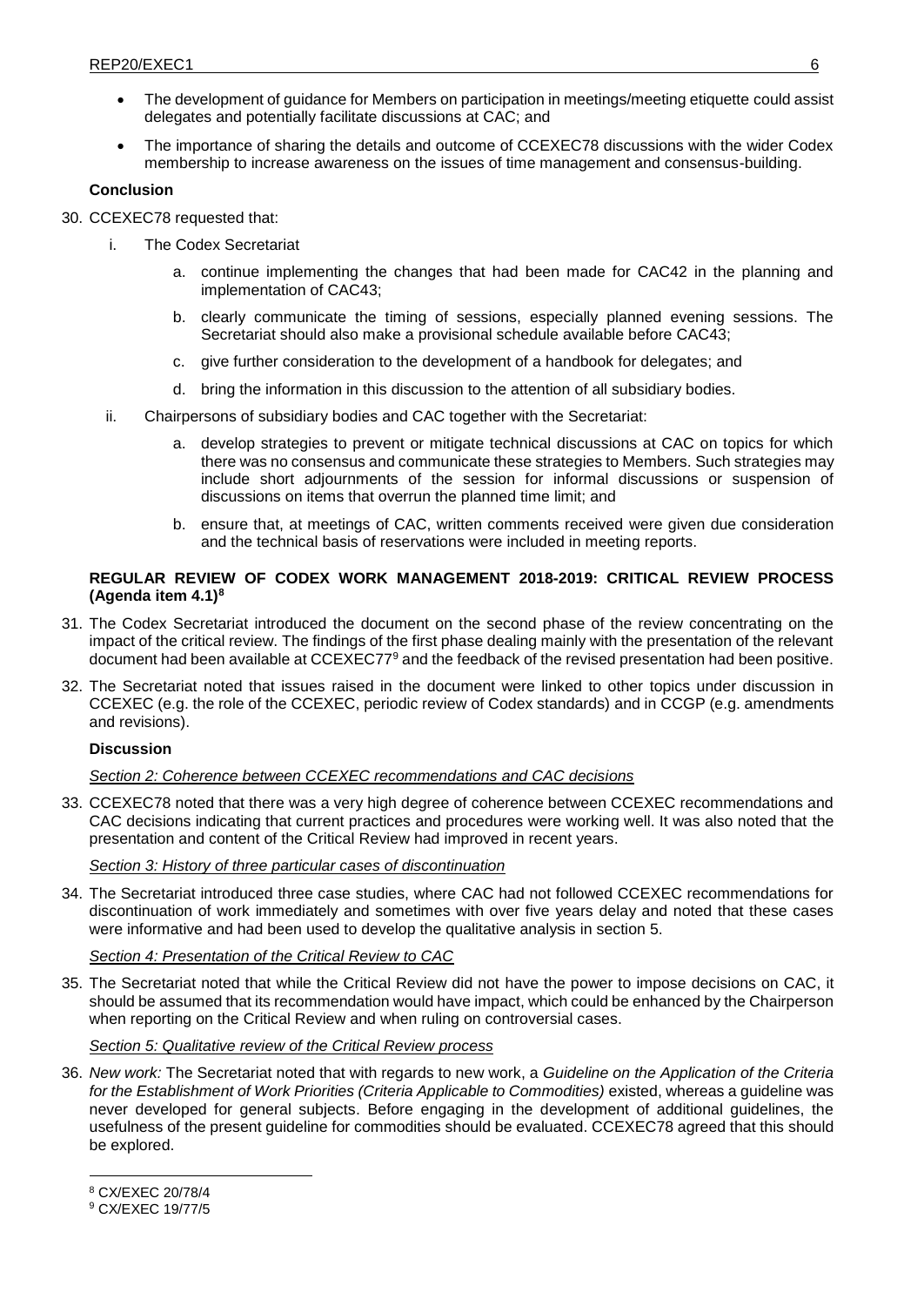- The development of guidance for Members on participation in meetings/meeting etiquette could assist delegates and potentially facilitate discussions at CAC; and
- The importance of sharing the details and outcome of CCEXEC78 discussions with the wider Codex membership to increase awareness on the issues of time management and consensus-building.

**Conclusion**

30. CCEXEC78 requested that:

    i. The Codex Secretariat

        a. continue implementing the changes that had been made for CAC42 in the planning and implementation of CAC43;

        b. clearly communicate the timing of sessions, especially planned evening sessions. The Secretariat should also make a provisional schedule available before CAC43;

        c. give further consideration to the development of a handbook for delegates; and

        d. bring the information in this discussion to the attention of all subsidiary bodies.

    ii. Chairpersons of subsidiary bodies and CAC together with the Secretariat:

        a. develop strategies to prevent or mitigate technical discussions at CAC on topics for which there was no consensus and communicate these strategies to Members. Such strategies may include short adjournments of the session for informal discussions or suspension of discussions on items that overrun the planned time limit; and

        b. ensure that, at meetings of CAC, written comments received were given due consideration and the technical basis of reservations were included in meeting reports.

**REGULAR REVIEW OF CODEX WORK MANAGEMENT 2018-2019: CRITICAL REVIEW PROCESS (Agenda item 4.1)**[8]

31. The Codex Secretariat introduced the document on the second phase of the review concentrating on the impact of the critical review. The findings of the first phase dealing mainly with the presentation of the relevant document had been available at CCEXEC77[9] and the feedback of the revised presentation had been positive.

32. The Secretariat noted that issues raised in the document were linked to other topics under discussion in CCEXEC (e.g. the role of the CCEXEC, periodic review of Codex standards) and in CCGP (e.g. amendments and revisions).

**Discussion**

*Section 2: Coherence between CCEXEC recommendations and CAC decisions*

33. CCEXEC78 noted that there was a very high degree of coherence between CCEXEC recommendations and CAC decisions indicating that current practices and procedures were working well. It was also noted that the presentation and content of the Critical Review had improved in recent years.

*Section 3: History of three particular cases of discontinuation*

34. The Secretariat introduced three case studies, where CAC had not followed CCEXEC recommendations for discontinuation of work immediately and sometimes with over five years delay and noted that these cases were informative and had been used to develop the qualitative analysis in section 5.

*Section 4: Presentation of the Critical Review to CAC*

35. The Secretariat noted that while the Critical Review did not have the power to impose decisions on CAC, it should be assumed that its recommendation would have impact, which could be enhanced by the Chairperson when reporting on the Critical Review and when ruling on controversial cases.

*Section 5: Qualitative review of the Critical Review process*

36. *New work:* The Secretariat noted that with regards to new work, a *Guideline on the Application of the Criteria for the Establishment of Work Priorities (Criteria Applicable to Commodities)* existed, whereas a guideline was never developed for general subjects. Before engaging in the development of additional guidelines, the usefulness of the present guideline for commodities should be evaluated. CCEXEC78 agreed that this should be explored.

---

[8] CX/EXEC 20/78/4

[9] CX/EXEC 19/77/5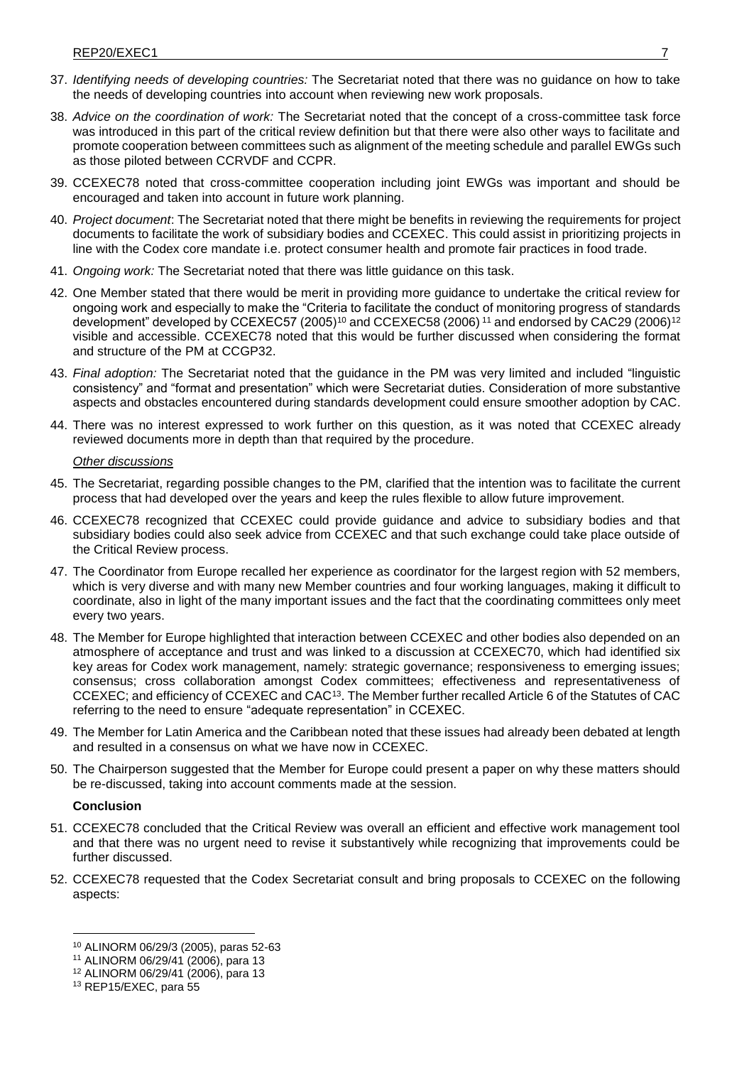37. *Identifying needs of developing countries:* The Secretariat noted that there was no guidance on how to take the needs of developing countries into account when reviewing new work proposals.

38. *Advice on the coordination of work:* The Secretariat noted that the concept of a cross-committee task force was introduced in this part of the critical review definition but that there were also other ways to facilitate and promote cooperation between committees such as alignment of the meeting schedule and parallel EWGs such as those piloted between CCRVDF and CCPR.

39. CCEXEC78 noted that cross-committee cooperation including joint EWGs was important and should be encouraged and taken into account in future work planning.

40. *Project document*: The Secretariat noted that there might be benefits in reviewing the requirements for project documents to facilitate the work of subsidiary bodies and CCEXEC. This could assist in prioritizing projects in line with the Codex core mandate i.e. protect consumer health and promote fair practices in food trade.

41. *Ongoing work:* The Secretariat noted that there was little guidance on this task.

42. One Member stated that there would be merit in providing more guidance to undertake the critical review for ongoing work and especially to make the "Criteria to facilitate the conduct of monitoring progress of standards development" developed by CCEXEC57 (2005)[10] and CCEXEC58 (2006)[11] and endorsed by CAC29 (2006)[12] visible and accessible. CCEXEC78 noted that this would be further discussed when considering the format and structure of the PM at CCGP32.

43. *Final adoption:* The Secretariat noted that the guidance in the PM was very limited and included "linguistic consistency" and "format and presentation" which were Secretariat duties. Consideration of more substantive aspects and obstacles encountered during standards development could ensure smoother adoption by CAC.

44. There was no interest expressed to work further on this question, as it was noted that CCEXEC already reviewed documents more in depth than that required by the procedure.

*Other discussions*

45. The Secretariat, regarding possible changes to the PM, clarified that the intention was to facilitate the current process that had developed over the years and keep the rules flexible to allow future improvement.

46. CCEXEC78 recognized that CCEXEC could provide guidance and advice to subsidiary bodies and that subsidiary bodies could also seek advice from CCEXEC and that such exchange could take place outside of the Critical Review process.

47. The Coordinator from Europe recalled her experience as coordinator for the largest region with 52 members, which is very diverse and with many new Member countries and four working languages, making it difficult to coordinate, also in light of the many important issues and the fact that the coordinating committees only meet every two years.

48. The Member for Europe highlighted that interaction between CCEXEC and other bodies also depended on an atmosphere of acceptance and trust and was linked to a discussion at CCEXEC70, which had identified six key areas for Codex work management, namely: strategic governance; responsiveness to emerging issues; consensus; cross collaboration amongst Codex committees; effectiveness and representativeness of CCEXEC; and efficiency of CCEXEC and CAC[13]. The Member further recalled Article 6 of the Statutes of CAC referring to the need to ensure "adequate representation" in CCEXEC.

49. The Member for Latin America and the Caribbean noted that these issues had already been debated at length and resulted in a consensus on what we have now in CCEXEC.

50. The Chairperson suggested that the Member for Europe could present a paper on why these matters should be re-discussed, taking into account comments made at the session.

**Conclusion**

51. CCEXEC78 concluded that the Critical Review was overall an efficient and effective work management tool and that there was no urgent need to revise it substantively while recognizing that improvements could be further discussed.

52. CCEXEC78 requested that the Codex Secretariat consult and bring proposals to CCEXEC on the following aspects:

---

[10] ALINORM 06/29/3 (2005), paras 52-63

[11] ALINORM 06/29/41 (2006), para 13

[12] ALINORM 06/29/41 (2006), para 13

[13] REP15/EXEC, para 55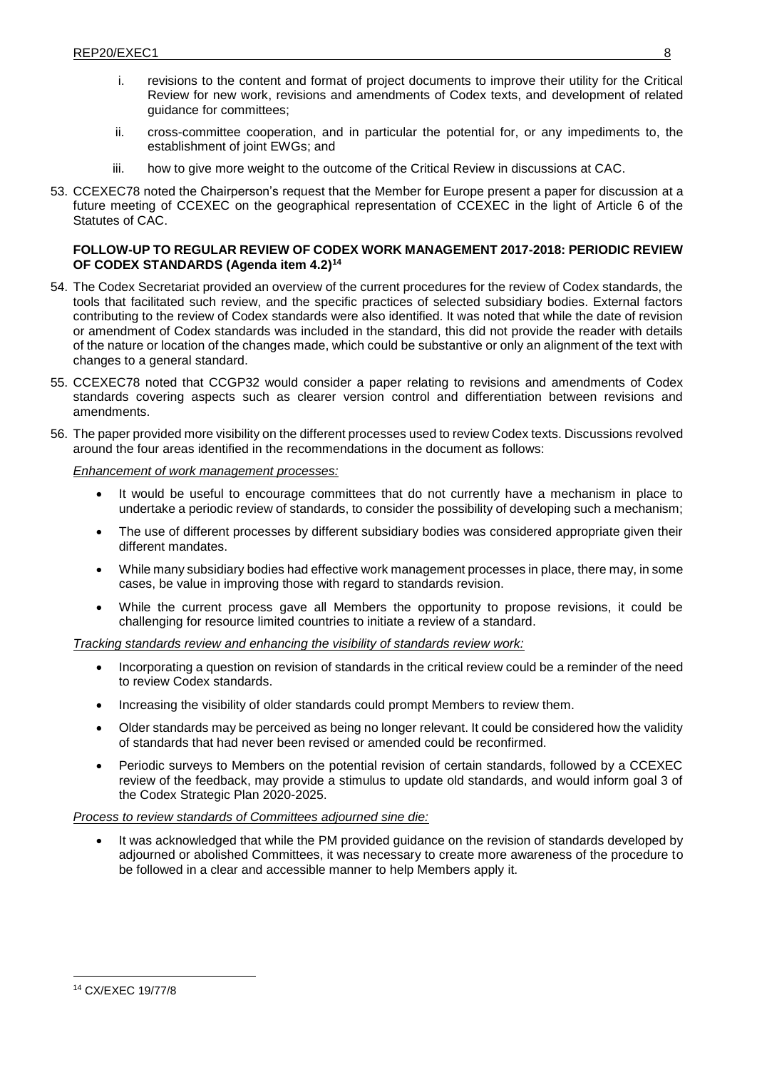i. revisions to the content and format of project documents to improve their utility for the Critical Review for new work, revisions and amendments of Codex texts, and development of related guidance for committees;

ii. cross-committee cooperation, and in particular the potential for, or any impediments to, the establishment of joint EWGs; and

iii. how to give more weight to the outcome of the Critical Review in discussions at CAC.

53. CCEXEC78 noted the Chairperson's request that the Member for Europe present a paper for discussion at a future meeting of CCEXEC on the geographical representation of CCEXEC in the light of Article 6 of the Statutes of CAC.

**FOLLOW-UP TO REGULAR REVIEW OF CODEX WORK MANAGEMENT 2017-2018: PERIODIC REVIEW OF CODEX STANDARDS (Agenda item 4.2)[14]**

54. The Codex Secretariat provided an overview of the current procedures for the review of Codex standards, the tools that facilitated such review, and the specific practices of selected subsidiary bodies. External factors contributing to the review of Codex standards were also identified. It was noted that while the date of revision or amendment of Codex standards was included in the standard, this did not provide the reader with details of the nature or location of the changes made, which could be substantive or only an alignment of the text with changes to a general standard.

55. CCEXEC78 noted that CCGP32 would consider a paper relating to revisions and amendments of Codex standards covering aspects such as clearer version control and differentiation between revisions and amendments.

56. The paper provided more visibility on the different processes used to review Codex texts. Discussions revolved around the four areas identified in the recommendations in the document as follows:

*Enhancement of work management processes:*

- It would be useful to encourage committees that do not currently have a mechanism in place to undertake a periodic review of standards, to consider the possibility of developing such a mechanism;
- The use of different processes by different subsidiary bodies was considered appropriate given their different mandates.
- While many subsidiary bodies had effective work management processes in place, there may, in some cases, be value in improving those with regard to standards revision.
- While the current process gave all Members the opportunity to propose revisions, it could be challenging for resource limited countries to initiate a review of a standard.

*Tracking standards review and enhancing the visibility of standards review work:*

- Incorporating a question on revision of standards in the critical review could be a reminder of the need to review Codex standards.
- Increasing the visibility of older standards could prompt Members to review them.
- Older standards may be perceived as being no longer relevant. It could be considered how the validity of standards that had never been revised or amended could be reconfirmed.
- Periodic surveys to Members on the potential revision of certain standards, followed by a CCEXEC review of the feedback, may provide a stimulus to update old standards, and would inform goal 3 of the Codex Strategic Plan 2020-2025.

*Process to review standards of Committees adjourned sine die:*

- It was acknowledged that while the PM provided guidance on the revision of standards developed by adjourned or abolished Committees, it was necessary to create more awareness of the procedure to be followed in a clear and accessible manner to help Members apply it.

[14] CX/EXEC 19/77/8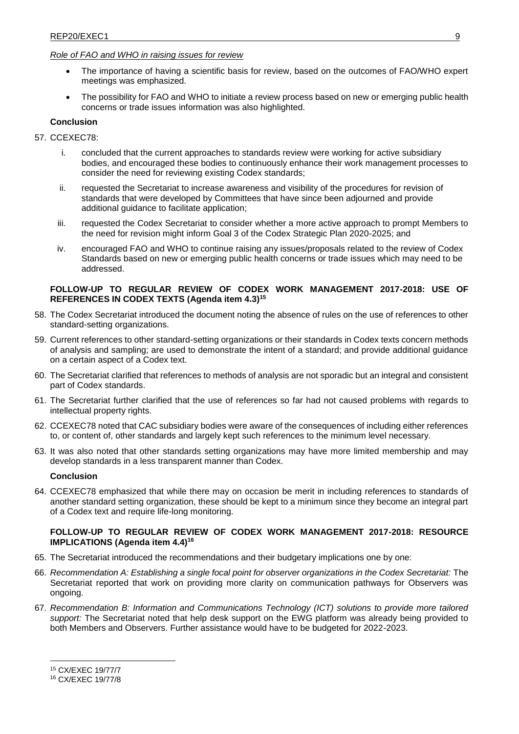*Role of FAO and WHO in raising issues for review*

- The importance of having a scientific basis for review, based on the outcomes of FAO/WHO expert meetings was emphasized.
- The possibility for FAO and WHO to initiate a review process based on new or emerging public health concerns or trade issues information was also highlighted.

**Conclusion**

57. CCEXEC78:

    i. concluded that the current approaches to standards review were working for active subsidiary bodies, and encouraged these bodies to continuously enhance their work management processes to consider the need for reviewing existing Codex standards;

    ii. requested the Secretariat to increase awareness and visibility of the procedures for revision of standards that were developed by Committees that have since been adjourned and provide additional guidance to facilitate application;

    iii. requested the Codex Secretariat to consider whether a more active approach to prompt Members to the need for revision might inform Goal 3 of the Codex Strategic Plan 2020-2025; and

    iv. encouraged FAO and WHO to continue raising any issues/proposals related to the review of Codex Standards based on new or emerging public health concerns or trade issues which may need to be addressed.

**FOLLOW-UP TO REGULAR REVIEW OF CODEX WORK MANAGEMENT 2017-2018: USE OF REFERENCES IN CODEX TEXTS (Agenda item 4.3)[15]**

58. The Codex Secretariat introduced the document noting the absence of rules on the use of references to other standard-setting organizations.

59. Current references to other standard-setting organizations or their standards in Codex texts concern methods of analysis and sampling; are used to demonstrate the intent of a standard; and provide additional guidance on a certain aspect of a Codex text.

60. The Secretariat clarified that references to methods of analysis are not sporadic but an integral and consistent part of Codex standards.

61. The Secretariat further clarified that the use of references so far had not caused problems with regards to intellectual property rights.

62. CCEXEC78 noted that CAC subsidiary bodies were aware of the consequences of including either references to, or content of, other standards and largely kept such references to the minimum level necessary.

63. It was also noted that other standards setting organizations may have more limited membership and may develop standards in a less transparent manner than Codex.

**Conclusion**

64. CCEXEC78 emphasized that while there may on occasion be merit in including references to standards of another standard setting organization, these should be kept to a minimum since they become an integral part of a Codex text and require life-long monitoring.

**FOLLOW-UP TO REGULAR REVIEW OF CODEX WORK MANAGEMENT 2017-2018: RESOURCE IMPLICATIONS (Agenda item 4.4)[16]**

65. The Secretariat introduced the recommendations and their budgetary implications one by one:

66. *Recommendation A: Establishing a single focal point for observer organizations in the Codex Secretariat:* The Secretariat reported that work on providing more clarity on communication pathways for Observers was ongoing.

67. *Recommendation B: Information and Communications Technology (ICT) solutions to provide more tailored support:* The Secretariat noted that help desk support on the EWG platform was already being provided to both Members and Observers. Further assistance would have to be budgeted for 2022-2023.

---

[15] CX/EXEC 19/77/7

[16] CX/EXEC 19/77/8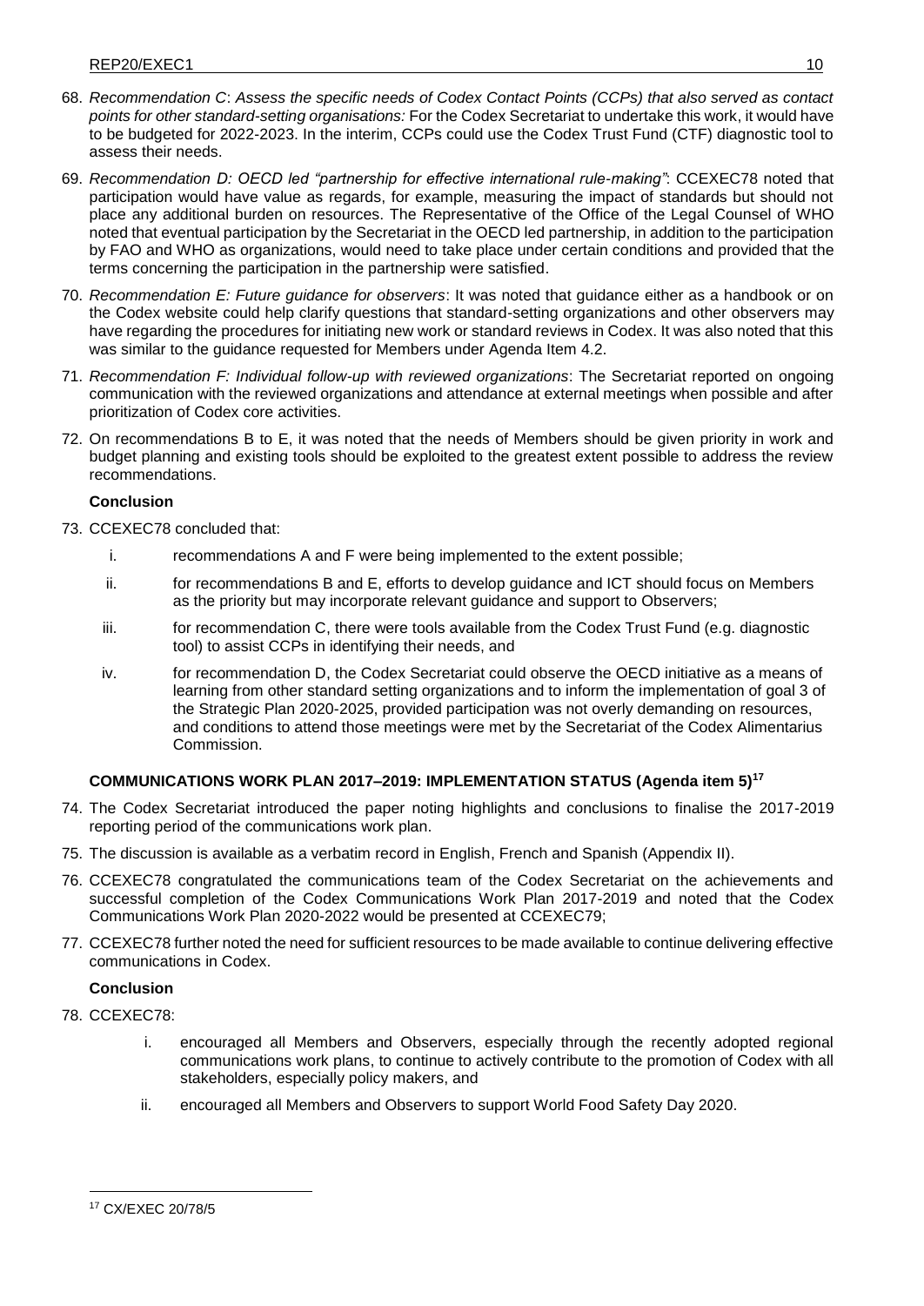68. *Recommendation C*: *Assess the specific needs of Codex Contact Points (CCPs) that also served as contact points for other standard-setting organisations:* For the Codex Secretariat to undertake this work, it would have to be budgeted for 2022-2023. In the interim, CCPs could use the Codex Trust Fund (CTF) diagnostic tool to assess their needs.

69. *Recommendation D: OECD led "partnership for effective international rule-making"*: CCEXEC78 noted that participation would have value as regards, for example, measuring the impact of standards but should not place any additional burden on resources. The Representative of the Office of the Legal Counsel of WHO noted that eventual participation by the Secretariat in the OECD led partnership, in addition to the participation by FAO and WHO as organizations, would need to take place under certain conditions and provided that the terms concerning the participation in the partnership were satisfied.

70. *Recommendation E: Future guidance for observers*: It was noted that guidance either as a handbook or on the Codex website could help clarify questions that standard-setting organizations and other observers may have regarding the procedures for initiating new work or standard reviews in Codex. It was also noted that this was similar to the guidance requested for Members under Agenda Item 4.2.

71. *Recommendation F: Individual follow-up with reviewed organizations*: The Secretariat reported on ongoing communication with the reviewed organizations and attendance at external meetings when possible and after prioritization of Codex core activities.

72. On recommendations B to E, it was noted that the needs of Members should be given priority in work and budget planning and existing tools should be exploited to the greatest extent possible to address the review recommendations.

**Conclusion**

73. CCEXEC78 concluded that:

    i. recommendations A and F were being implemented to the extent possible;

    ii. for recommendations B and E, efforts to develop guidance and ICT should focus on Members as the priority but may incorporate relevant guidance and support to Observers;

    iii. for recommendation C, there were tools available from the Codex Trust Fund (e.g. diagnostic tool) to assist CCPs in identifying their needs, and

    iv. for recommendation D, the Codex Secretariat could observe the OECD initiative as a means of learning from other standard setting organizations and to inform the implementation of goal 3 of the Strategic Plan 2020-2025, provided participation was not overly demanding on resources, and conditions to attend those meetings were met by the Secretariat of the Codex Alimentarius Commission.

## COMMUNICATIONS WORK PLAN 2017–2019: IMPLEMENTATION STATUS (Agenda item 5)[17]

74. The Codex Secretariat introduced the paper noting highlights and conclusions to finalise the 2017-2019 reporting period of the communications work plan.

75. The discussion is available as a verbatim record in English, French and Spanish (Appendix II).

76. CCEXEC78 congratulated the communications team of the Codex Secretariat on the achievements and successful completion of the Codex Communications Work Plan 2017-2019 and noted that the Codex Communications Work Plan 2020-2022 would be presented at CCEXEC79;

77. CCEXEC78 further noted the need for sufficient resources to be made available to continue delivering effective communications in Codex.

**Conclusion**

78. CCEXEC78:

    i. encouraged all Members and Observers, especially through the recently adopted regional communications work plans, to continue to actively contribute to the promotion of Codex with all stakeholders, especially policy makers, and

    ii. encouraged all Members and Observers to support World Food Safety Day 2020.

---

[17] CX/EXEC 20/78/5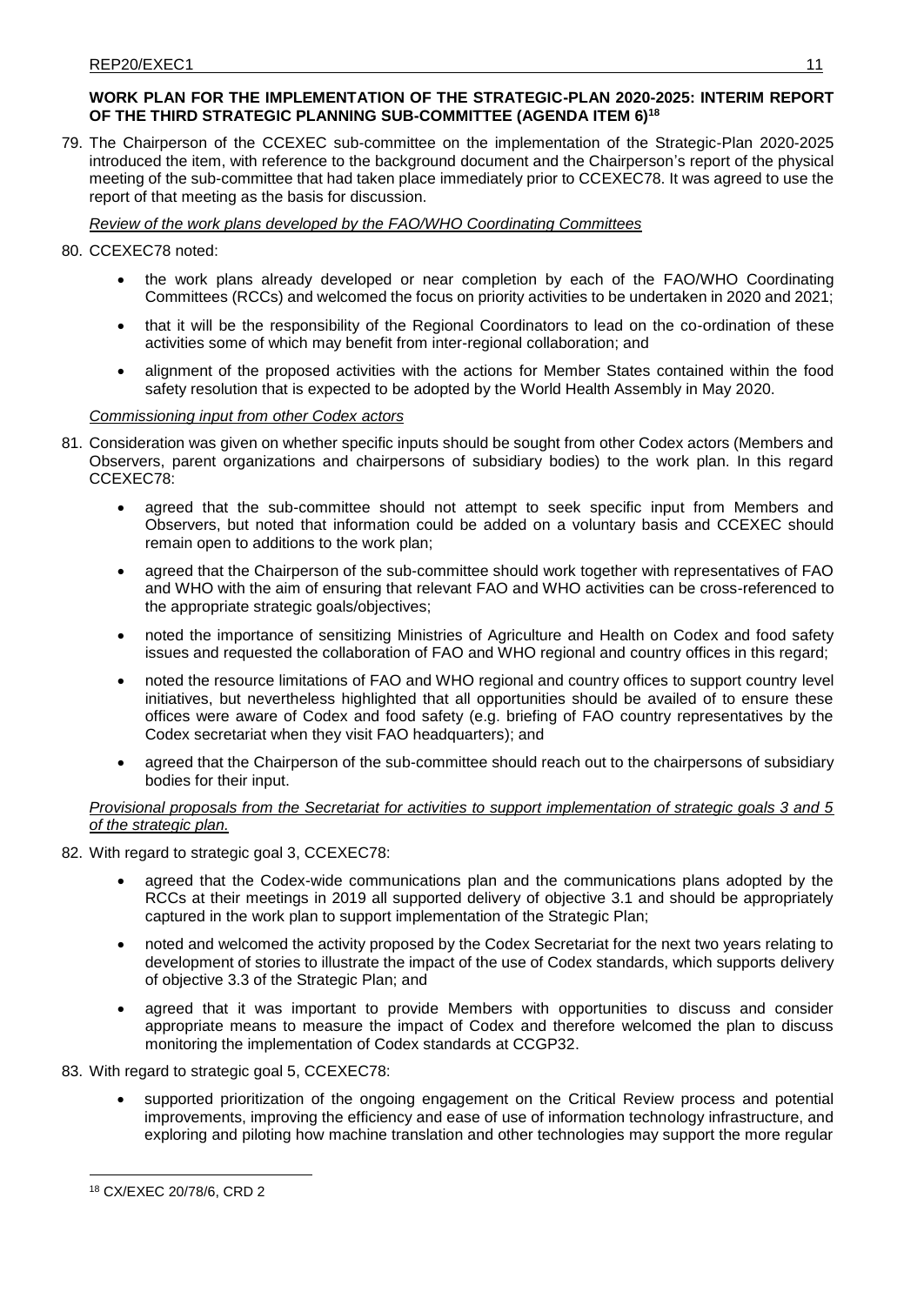**WORK PLAN FOR THE IMPLEMENTATION OF THE STRATEGIC-PLAN 2020-2025: INTERIM REPORT OF THE THIRD STRATEGIC PLANNING SUB-COMMITTEE (AGENDA ITEM 6)[18]**

79. The Chairperson of the CCEXEC sub-committee on the implementation of the Strategic-Plan 2020-2025 introduced the item, with reference to the background document and the Chairperson's report of the physical meeting of the sub-committee that had taken place immediately prior to CCEXEC78. It was agreed to use the report of that meeting as the basis for discussion.

*Review of the work plans developed by the FAO/WHO Coordinating Committees*

80. CCEXEC78 noted:

- the work plans already developed or near completion by each of the FAO/WHO Coordinating Committees (RCCs) and welcomed the focus on priority activities to be undertaken in 2020 and 2021;
- that it will be the responsibility of the Regional Coordinators to lead on the co-ordination of these activities some of which may benefit from inter-regional collaboration; and
- alignment of the proposed activities with the actions for Member States contained within the food safety resolution that is expected to be adopted by the World Health Assembly in May 2020.

*Commissioning input from other Codex actors*

81. Consideration was given on whether specific inputs should be sought from other Codex actors (Members and Observers, parent organizations and chairpersons of subsidiary bodies) to the work plan. In this regard CCEXEC78:

- agreed that the sub-committee should not attempt to seek specific input from Members and Observers, but noted that information could be added on a voluntary basis and CCEXEC should remain open to additions to the work plan;
- agreed that the Chairperson of the sub-committee should work together with representatives of FAO and WHO with the aim of ensuring that relevant FAO and WHO activities can be cross-referenced to the appropriate strategic goals/objectives;
- noted the importance of sensitizing Ministries of Agriculture and Health on Codex and food safety issues and requested the collaboration of FAO and WHO regional and country offices in this regard;
- noted the resource limitations of FAO and WHO regional and country offices to support country level initiatives, but nevertheless highlighted that all opportunities should be availed of to ensure these offices were aware of Codex and food safety (e.g. briefing of FAO country representatives by the Codex secretariat when they visit FAO headquarters); and
- agreed that the Chairperson of the sub-committee should reach out to the chairpersons of subsidiary bodies for their input.

*Provisional proposals from the Secretariat for activities to support implementation of strategic goals 3 and 5 of the strategic plan.*

82. With regard to strategic goal 3, CCEXEC78:

- agreed that the Codex-wide communications plan and the communications plans adopted by the RCCs at their meetings in 2019 all supported delivery of objective 3.1 and should be appropriately captured in the work plan to support implementation of the Strategic Plan;
- noted and welcomed the activity proposed by the Codex Secretariat for the next two years relating to development of stories to illustrate the impact of the use of Codex standards, which supports delivery of objective 3.3 of the Strategic Plan; and
- agreed that it was important to provide Members with opportunities to discuss and consider appropriate means to measure the impact of Codex and therefore welcomed the plan to discuss monitoring the implementation of Codex standards at CCGP32.

83. With regard to strategic goal 5, CCEXEC78:

- supported prioritization of the ongoing engagement on the Critical Review process and potential improvements, improving the efficiency and ease of use of information technology infrastructure, and exploring and piloting how machine translation and other technologies may support the more regular

---

[18] CX/EXEC 20/78/6, CRD 2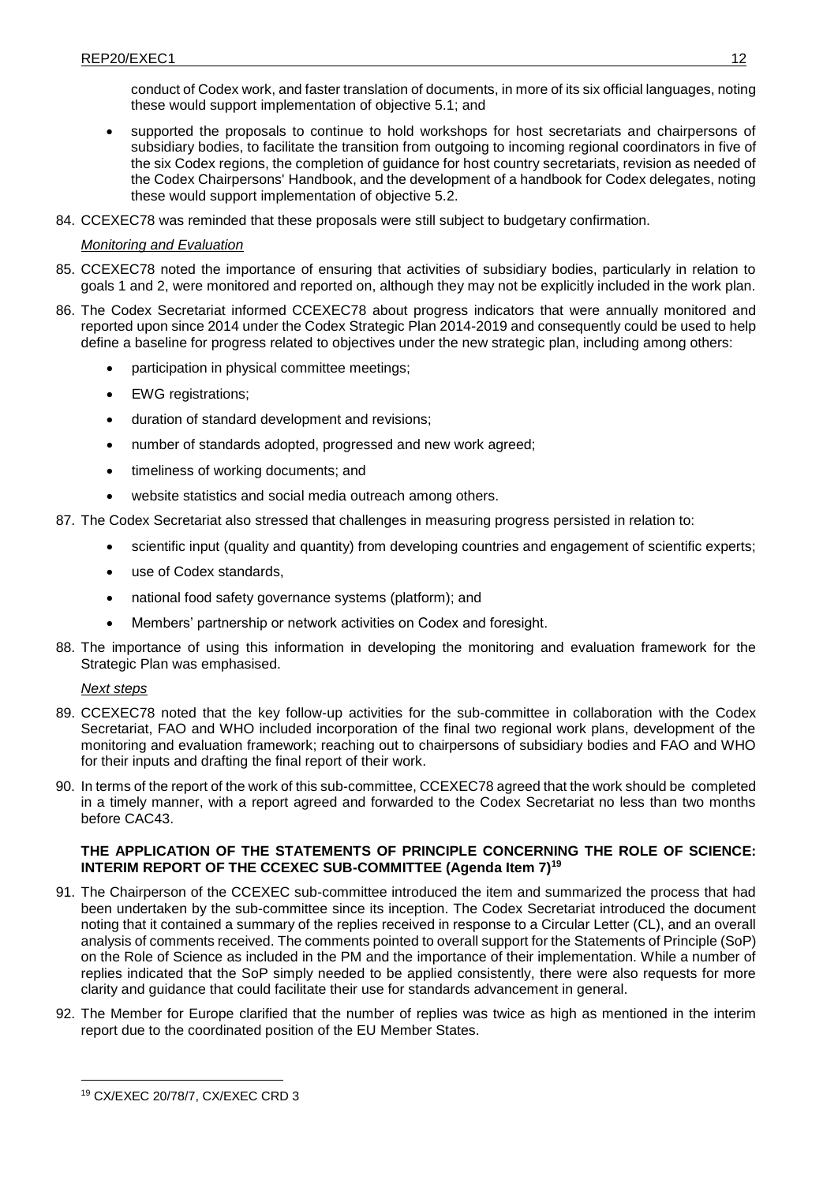conduct of Codex work, and faster translation of documents, in more of its six official languages, noting these would support implementation of objective 5.1; and

- supported the proposals to continue to hold workshops for host secretariats and chairpersons of subsidiary bodies, to facilitate the transition from outgoing to incoming regional coordinators in five of the six Codex regions, the completion of guidance for host country secretariats, revision as needed of the Codex Chairpersons' Handbook, and the development of a handbook for Codex delegates, noting these would support implementation of objective 5.2.

84. CCEXEC78 was reminded that these proposals were still subject to budgetary confirmation.

*Monitoring and Evaluation*

85. CCEXEC78 noted the importance of ensuring that activities of subsidiary bodies, particularly in relation to goals 1 and 2, were monitored and reported on, although they may not be explicitly included in the work plan.

86. The Codex Secretariat informed CCEXEC78 about progress indicators that were annually monitored and reported upon since 2014 under the Codex Strategic Plan 2014-2019 and consequently could be used to help define a baseline for progress related to objectives under the new strategic plan, including among others:
    - participation in physical committee meetings;
    - EWG registrations;
    - duration of standard development and revisions;
    - number of standards adopted, progressed and new work agreed;
    - timeliness of working documents; and
    - website statistics and social media outreach among others.

87. The Codex Secretariat also stressed that challenges in measuring progress persisted in relation to:
    - scientific input (quality and quantity) from developing countries and engagement of scientific experts;
    - use of Codex standards,
    - national food safety governance systems (platform); and
    - Members' partnership or network activities on Codex and foresight.

88. The importance of using this information in developing the monitoring and evaluation framework for the Strategic Plan was emphasised.

*Next steps*

89. CCEXEC78 noted that the key follow-up activities for the sub-committee in collaboration with the Codex Secretariat, FAO and WHO included incorporation of the final two regional work plans, development of the monitoring and evaluation framework; reaching out to chairpersons of subsidiary bodies and FAO and WHO for their inputs and drafting the final report of their work.

90. In terms of the report of the work of this sub-committee, CCEXEC78 agreed that the work should be completed in a timely manner, with a report agreed and forwarded to the Codex Secretariat no less than two months before CAC43.

**THE APPLICATION OF THE STATEMENTS OF PRINCIPLE CONCERNING THE ROLE OF SCIENCE: INTERIM REPORT OF THE CCEXEC SUB-COMMITTEE (Agenda Item 7)[19]**

91. The Chairperson of the CCEXEC sub-committee introduced the item and summarized the process that had been undertaken by the sub-committee since its inception. The Codex Secretariat introduced the document noting that it contained a summary of the replies received in response to a Circular Letter (CL), and an overall analysis of comments received. The comments pointed to overall support for the Statements of Principle (SoP) on the Role of Science as included in the PM and the importance of their implementation. While a number of replies indicated that the SoP simply needed to be applied consistently, there were also requests for more clarity and guidance that could facilitate their use for standards advancement in general.

92. The Member for Europe clarified that the number of replies was twice as high as mentioned in the interim report due to the coordinated position of the EU Member States.

[19] CX/EXEC 20/78/7, CX/EXEC CRD 3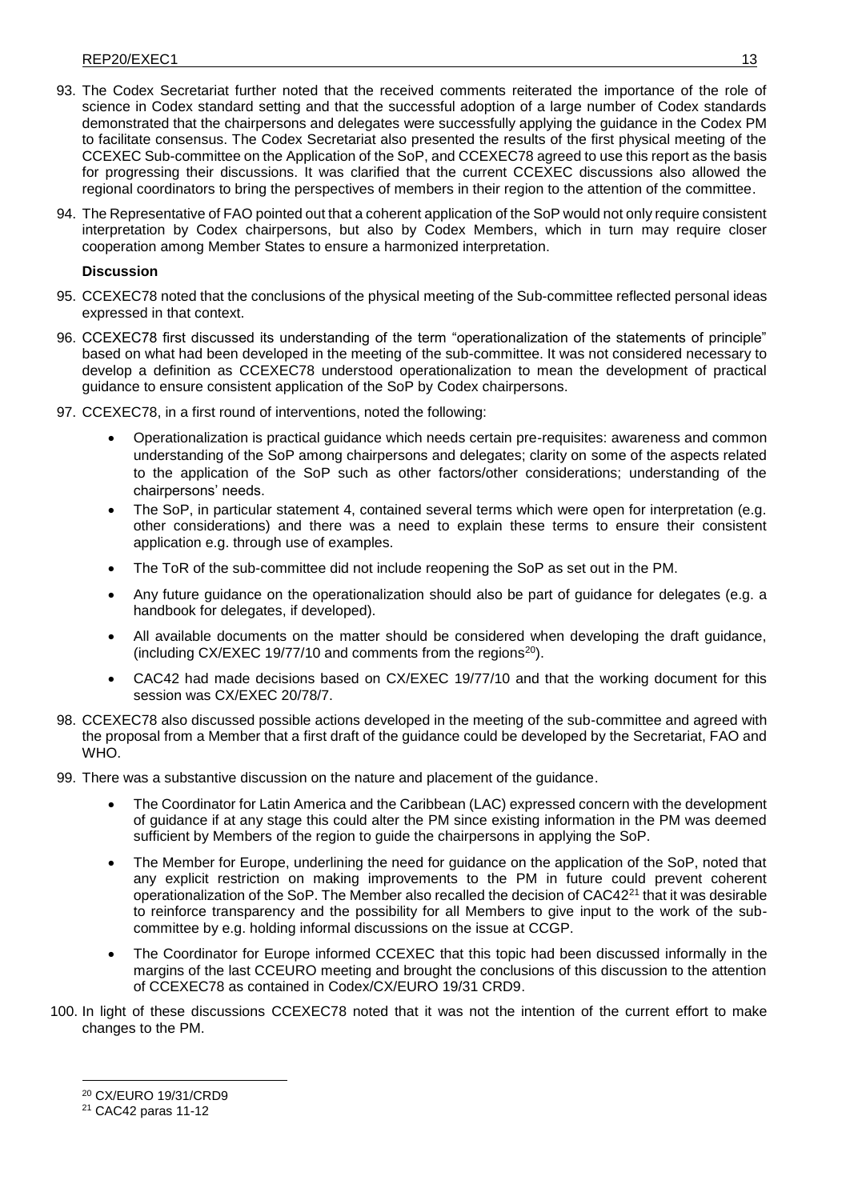93. The Codex Secretariat further noted that the received comments reiterated the importance of the role of science in Codex standard setting and that the successful adoption of a large number of Codex standards demonstrated that the chairpersons and delegates were successfully applying the guidance in the Codex PM to facilitate consensus. The Codex Secretariat also presented the results of the first physical meeting of the CCEXEC Sub-committee on the Application of the SoP, and CCEXEC78 agreed to use this report as the basis for progressing their discussions. It was clarified that the current CCEXEC discussions also allowed the regional coordinators to bring the perspectives of members in their region to the attention of the committee.

94. The Representative of FAO pointed out that a coherent application of the SoP would not only require consistent interpretation by Codex chairpersons, but also by Codex Members, which in turn may require closer cooperation among Member States to ensure a harmonized interpretation.

**Discussion**

95. CCEXEC78 noted that the conclusions of the physical meeting of the Sub-committee reflected personal ideas expressed in that context.

96. CCEXEC78 first discussed its understanding of the term "operationalization of the statements of principle" based on what had been developed in the meeting of the sub-committee. It was not considered necessary to develop a definition as CCEXEC78 understood operationalization to mean the development of practical guidance to ensure consistent application of the SoP by Codex chairpersons.

97. CCEXEC78, in a first round of interventions, noted the following:

    - Operationalization is practical guidance which needs certain pre-requisites: awareness and common understanding of the SoP among chairpersons and delegates; clarity on some of the aspects related to the application of the SoP such as other factors/other considerations; understanding of the chairpersons' needs.
    - The SoP, in particular statement 4, contained several terms which were open for interpretation (e.g. other considerations) and there was a need to explain these terms to ensure their consistent application e.g. through use of examples.
    - The ToR of the sub-committee did not include reopening the SoP as set out in the PM.
    - Any future guidance on the operationalization should also be part of guidance for delegates (e.g. a handbook for delegates, if developed).
    - All available documents on the matter should be considered when developing the draft guidance, (including CX/EXEC 19/77/10 and comments from the regions[20]).
    - CAC42 had made decisions based on CX/EXEC 19/77/10 and that the working document for this session was CX/EXEC 20/78/7.

98. CCEXEC78 also discussed possible actions developed in the meeting of the sub-committee and agreed with the proposal from a Member that a first draft of the guidance could be developed by the Secretariat, FAO and WHO.

99. There was a substantive discussion on the nature and placement of the guidance.

    - The Coordinator for Latin America and the Caribbean (LAC) expressed concern with the development of guidance if at any stage this could alter the PM since existing information in the PM was deemed sufficient by Members of the region to guide the chairpersons in applying the SoP.
    - The Member for Europe, underlining the need for guidance on the application of the SoP, noted that any explicit restriction on making improvements to the PM in future could prevent coherent operationalization of the SoP. The Member also recalled the decision of CAC42[21] that it was desirable to reinforce transparency and the possibility for all Members to give input to the work of the sub-committee by e.g. holding informal discussions on the issue at CCGP.
    - The Coordinator for Europe informed CCEXEC that this topic had been discussed informally in the margins of the last CCEURO meeting and brought the conclusions of this discussion to the attention of CCEXEC78 as contained in Codex/CX/EURO 19/31 CRD9.

100. In light of these discussions CCEXEC78 noted that it was not the intention of the current effort to make changes to the PM.

---

[20] CX/EURO 19/31/CRD9

[21] CAC42 paras 11-12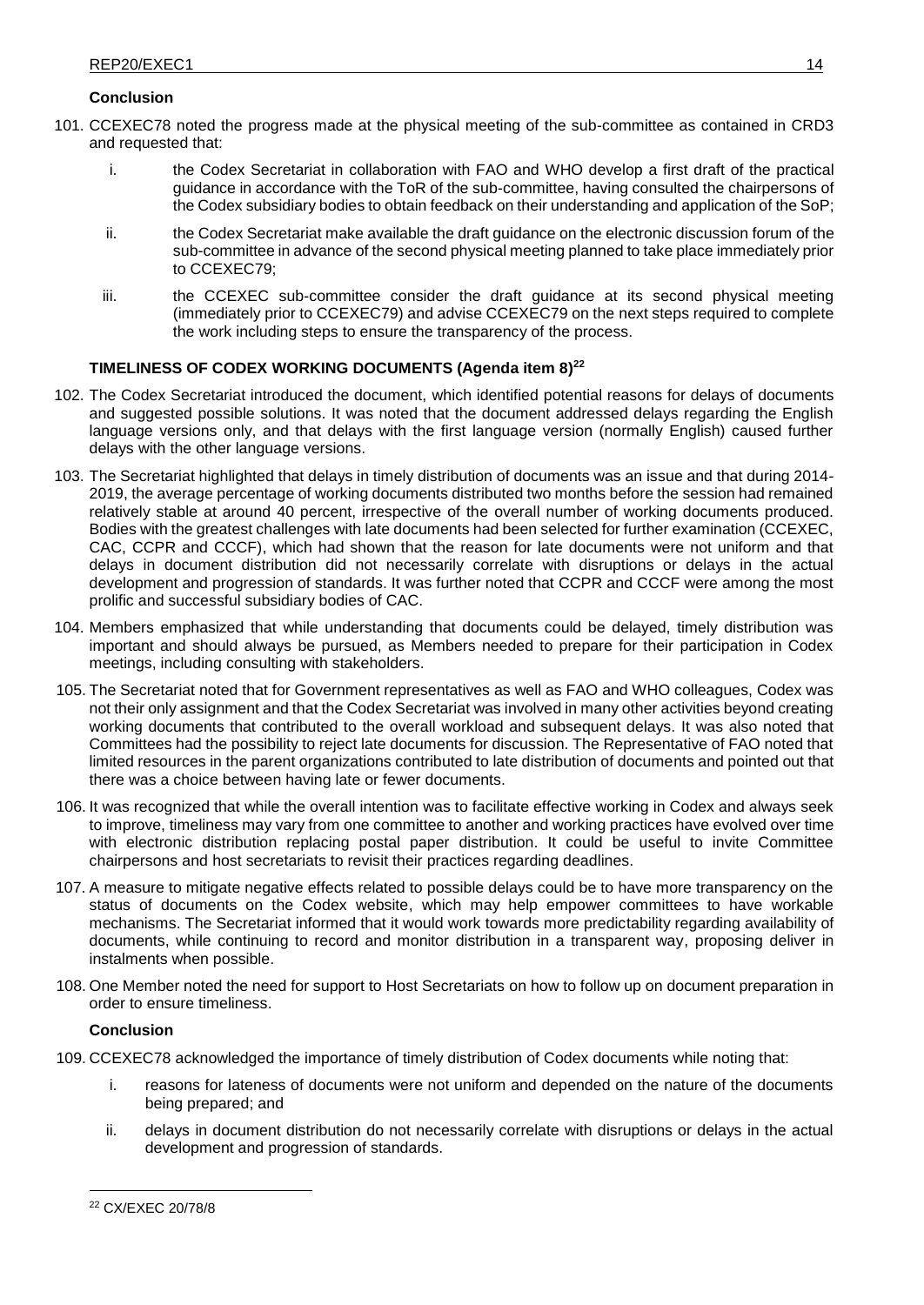**Conclusion**

101. CCEXEC78 noted the progress made at the physical meeting of the sub-committee as contained in CRD3 and requested that:

   i. the Codex Secretariat in collaboration with FAO and WHO develop a first draft of the practical guidance in accordance with the ToR of the sub-committee, having consulted the chairpersons of the Codex subsidiary bodies to obtain feedback on their understanding and application of the SoP;

   ii. the Codex Secretariat make available the draft guidance on the electronic discussion forum of the sub-committee in advance of the second physical meeting planned to take place immediately prior to CCEXEC79;

   iii. the CCEXEC sub-committee consider the draft guidance at its second physical meeting (immediately prior to CCEXEC79) and advise CCEXEC79 on the next steps required to complete the work including steps to ensure the transparency of the process.

## TIMELINESS OF CODEX WORKING DOCUMENTS (Agenda item 8)[22]

102. The Codex Secretariat introduced the document, which identified potential reasons for delays of documents and suggested possible solutions. It was noted that the document addressed delays regarding the English language versions only, and that delays with the first language version (normally English) caused further delays with the other language versions.

103. The Secretariat highlighted that delays in timely distribution of documents was an issue and that during 2014-2019, the average percentage of working documents distributed two months before the session had remained relatively stable at around 40 percent, irrespective of the overall number of working documents produced. Bodies with the greatest challenges with late documents had been selected for further examination (CCEXEC, CAC, CCPR and CCCF), which had shown that the reason for late documents were not uniform and that delays in document distribution did not necessarily correlate with disruptions or delays in the actual development and progression of standards. It was further noted that CCPR and CCCF were among the most prolific and successful subsidiary bodies of CAC.

104. Members emphasized that while understanding that documents could be delayed, timely distribution was important and should always be pursued, as Members needed to prepare for their participation in Codex meetings, including consulting with stakeholders.

105. The Secretariat noted that for Government representatives as well as FAO and WHO colleagues, Codex was not their only assignment and that the Codex Secretariat was involved in many other activities beyond creating working documents that contributed to the overall workload and subsequent delays. It was also noted that Committees had the possibility to reject late documents for discussion. The Representative of FAO noted that limited resources in the parent organizations contributed to late distribution of documents and pointed out that there was a choice between having late or fewer documents.

106. It was recognized that while the overall intention was to facilitate effective working in Codex and always seek to improve, timeliness may vary from one committee to another and working practices have evolved over time with electronic distribution replacing postal paper distribution. It could be useful to invite Committee chairpersons and host secretariats to revisit their practices regarding deadlines.

107. A measure to mitigate negative effects related to possible delays could be to have more transparency on the status of documents on the Codex website, which may help empower committees to have workable mechanisms. The Secretariat informed that it would work towards more predictability regarding availability of documents, while continuing to record and monitor distribution in a transparent way, proposing deliver in instalments when possible.

108. One Member noted the need for support to Host Secretariats on how to follow up on document preparation in order to ensure timeliness.

**Conclusion**

109. CCEXEC78 acknowledged the importance of timely distribution of Codex documents while noting that:

   i. reasons for lateness of documents were not uniform and depended on the nature of the documents being prepared; and

   ii. delays in document distribution do not necessarily correlate with disruptions or delays in the actual development and progression of standards.

[22] CX/EXEC 20/78/8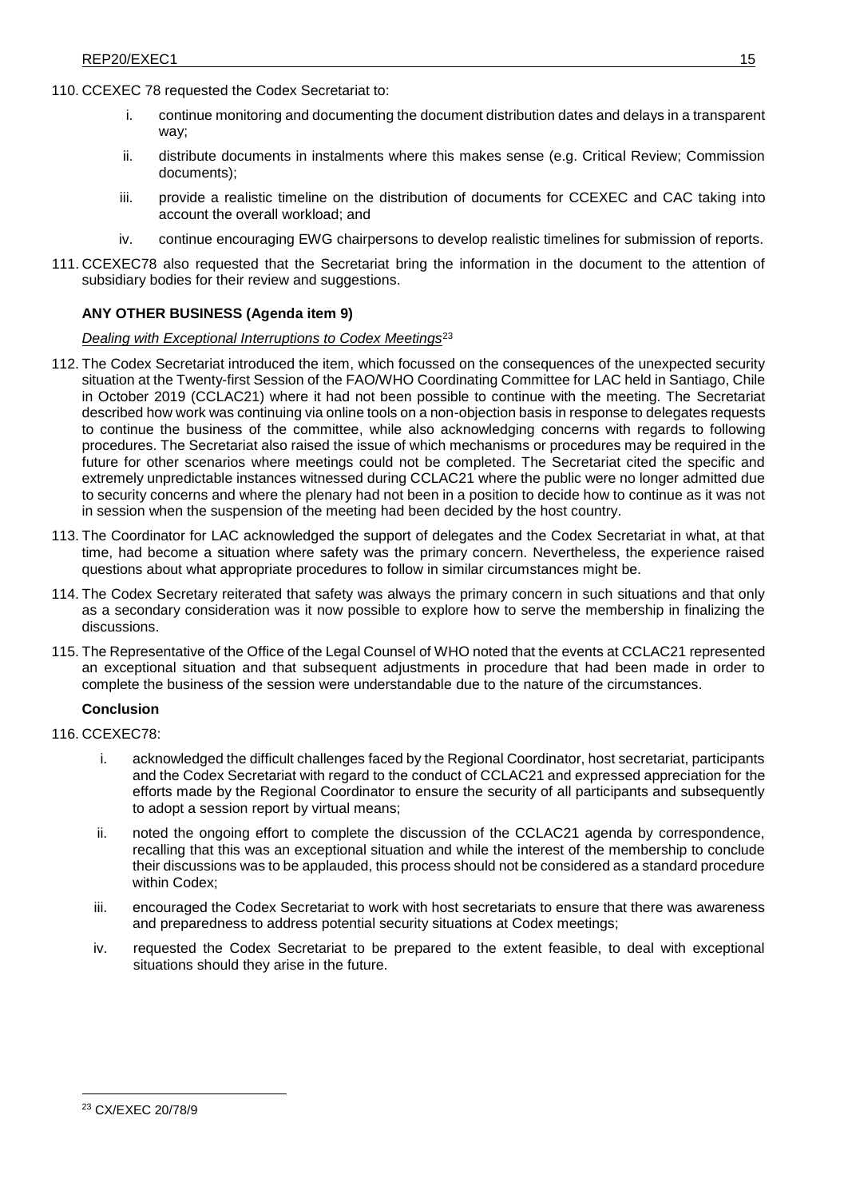110. CCEXEC 78 requested the Codex Secretariat to:

   i. continue monitoring and documenting the document distribution dates and delays in a transparent way;

   ii. distribute documents in instalments where this makes sense (e.g. Critical Review; Commission documents);

   iii. provide a realistic timeline on the distribution of documents for CCEXEC and CAC taking into account the overall workload; and

   iv. continue encouraging EWG chairpersons to develop realistic timelines for submission of reports.

111. CCEXEC78 also requested that the Secretariat bring the information in the document to the attention of subsidiary bodies for their review and suggestions.

## ANY OTHER BUSINESS (Agenda item 9)

*Dealing with Exceptional Interruptions to Codex Meetings*[23]

112. The Codex Secretariat introduced the item, which focussed on the consequences of the unexpected security situation at the Twenty-first Session of the FAO/WHO Coordinating Committee for LAC held in Santiago, Chile in October 2019 (CCLAC21) where it had not been possible to continue with the meeting. The Secretariat described how work was continuing via online tools on a non-objection basis in response to delegates requests to continue the business of the committee, while also acknowledging concerns with regards to following procedures. The Secretariat also raised the issue of which mechanisms or procedures may be required in the future for other scenarios where meetings could not be completed. The Secretariat cited the specific and extremely unpredictable instances witnessed during CCLAC21 where the public were no longer admitted due to security concerns and where the plenary had not been in a position to decide how to continue as it was not in session when the suspension of the meeting had been decided by the host country.

113. The Coordinator for LAC acknowledged the support of delegates and the Codex Secretariat in what, at that time, had become a situation where safety was the primary concern. Nevertheless, the experience raised questions about what appropriate procedures to follow in similar circumstances might be.

114. The Codex Secretary reiterated that safety was always the primary concern in such situations and that only as a secondary consideration was it now possible to explore how to serve the membership in finalizing the discussions.

115. The Representative of the Office of the Legal Counsel of WHO noted that the events at CCLAC21 represented an exceptional situation and that subsequent adjustments in procedure that had been made in order to complete the business of the session were understandable due to the nature of the circumstances.

### Conclusion

116. CCEXEC78:

   i. acknowledged the difficult challenges faced by the Regional Coordinator, host secretariat, participants and the Codex Secretariat with regard to the conduct of CCLAC21 and expressed appreciation for the efforts made by the Regional Coordinator to ensure the security of all participants and subsequently to adopt a session report by virtual means;

   ii. noted the ongoing effort to complete the discussion of the CCLAC21 agenda by correspondence, recalling that this was an exceptional situation and while the interest of the membership to conclude their discussions was to be applauded, this process should not be considered as a standard procedure within Codex;

   iii. encouraged the Codex Secretariat to work with host secretariats to ensure that there was awareness and preparedness to address potential security situations at Codex meetings;

   iv. requested the Codex Secretariat to be prepared to the extent feasible, to deal with exceptional situations should they arise in the future.

---

[23] CX/EXEC 20/78/9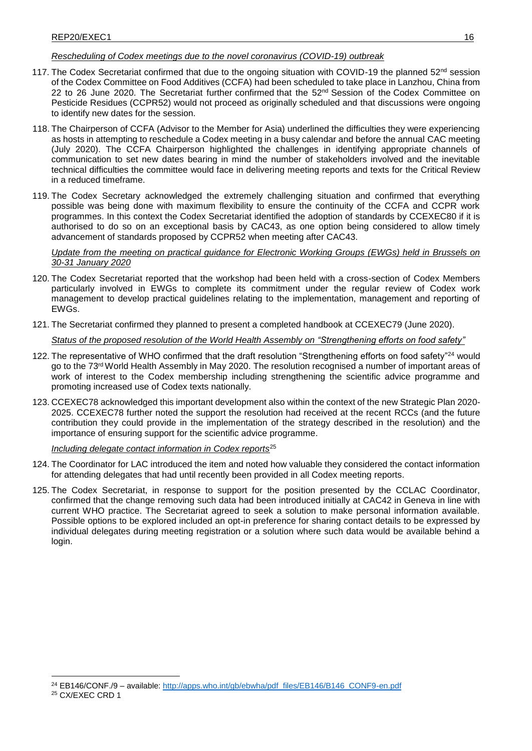*Rescheduling of Codex meetings due to the novel coronavirus (COVID-19) outbreak*

117. The Codex Secretariat confirmed that due to the ongoing situation with COVID-19 the planned 52nd session of the Codex Committee on Food Additives (CCFA) had been scheduled to take place in Lanzhou, China from 22 to 26 June 2020. The Secretariat further confirmed that the 52nd Session of the Codex Committee on Pesticide Residues (CCPR52) would not proceed as originally scheduled and that discussions were ongoing to identify new dates for the session.

118. The Chairperson of CCFA (Advisor to the Member for Asia) underlined the difficulties they were experiencing as hosts in attempting to reschedule a Codex meeting in a busy calendar and before the annual CAC meeting (July 2020). The CCFA Chairperson highlighted the challenges in identifying appropriate channels of communication to set new dates bearing in mind the number of stakeholders involved and the inevitable technical difficulties the committee would face in delivering meeting reports and texts for the Critical Review in a reduced timeframe.

119. The Codex Secretary acknowledged the extremely challenging situation and confirmed that everything possible was being done with maximum flexibility to ensure the continuity of the CCFA and CCPR work programmes. In this context the Codex Secretariat identified the adoption of standards by CCEXEC80 if it is authorised to do so on an exceptional basis by CAC43, as one option being considered to allow timely advancement of standards proposed by CCPR52 when meeting after CAC43.

*Update from the meeting on practical guidance for Electronic Working Groups (EWGs) held in Brussels on 30-31 January 2020*

120. The Codex Secretariat reported that the workshop had been held with a cross-section of Codex Members particularly involved in EWGs to complete its commitment under the regular review of Codex work management to develop practical guidelines relating to the implementation, management and reporting of EWGs.

121. The Secretariat confirmed they planned to present a completed handbook at CCEXEC79 (June 2020).

*Status of the proposed resolution of the World Health Assembly on "Strengthening efforts on food safety"*

122. The representative of WHO confirmed that the draft resolution "Strengthening efforts on food safety"[24] would go to the 73rd World Health Assembly in May 2020. The resolution recognised a number of important areas of work of interest to the Codex membership including strengthening the scientific advice programme and promoting increased use of Codex texts nationally.

123. CCEXEC78 acknowledged this important development also within the context of the new Strategic Plan 2020-2025. CCEXEC78 further noted the support the resolution had received at the recent RCCs (and the future contribution they could provide in the implementation of the strategy described in the resolution) and the importance of ensuring support for the scientific advice programme.

*Including delegate contact information in Codex reports*[25]

124. The Coordinator for LAC introduced the item and noted how valuable they considered the contact information for attending delegates that had until recently been provided in all Codex meeting reports.

125. The Codex Secretariat, in response to support for the position presented by the CCLAC Coordinator, confirmed that the change removing such data had been introduced initially at CAC42 in Geneva in line with current WHO practice. The Secretariat agreed to seek a solution to make personal information available. Possible options to be explored included an opt-in preference for sharing contact details to be expressed by individual delegates during meeting registration or a solution where such data would be available behind a login.

---

[24] EB146/CONF./9 – available: http://apps.who.int/gb/ebwha/pdf_files/EB146/B146_CONF9-en.pdf

[25] CX/EXEC CRD 1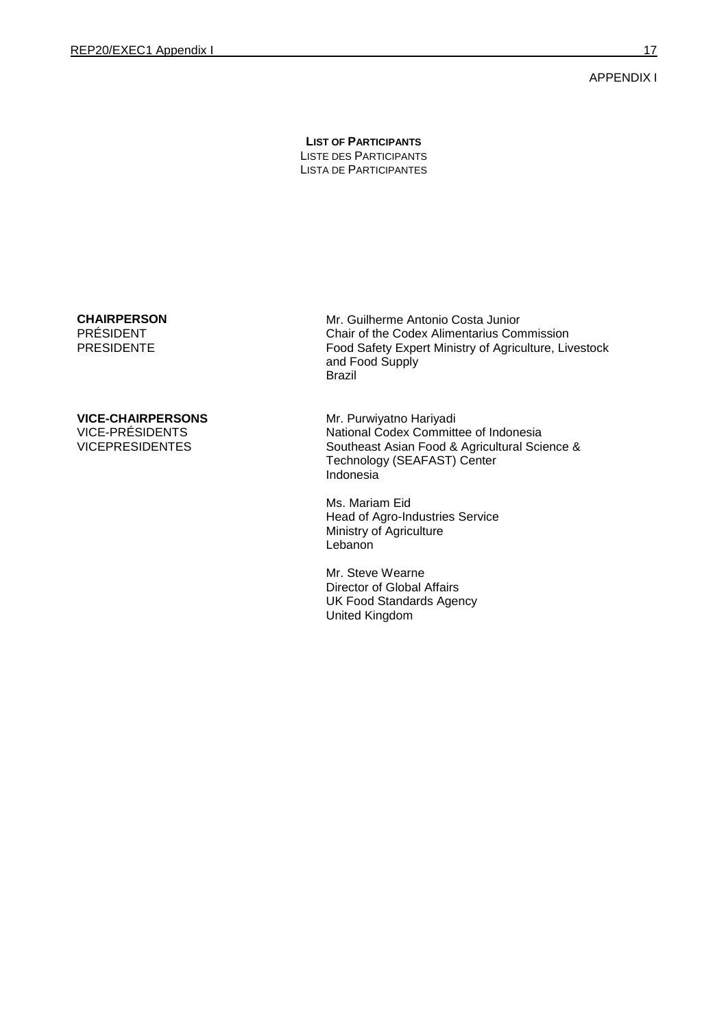APPENDIX I

**LIST OF PARTICIPANTS**
LISTE DES PARTICIPANTS
LISTA DE PARTICIPANTES

| | |
|---|---|
| **CHAIRPERSON**<br>PRÉSIDENT<br>PRESIDENTE | Mr. Guilherme Antonio Costa Junior<br>Chair of the Codex Alimentarius Commission<br>Food Safety Expert Ministry of Agriculture, Livestock and Food Supply<br>Brazil |
| **VICE-CHAIRPERSONS**<br>VICE-PRÉSIDENTS<br>VICEPRESIDENTES | Mr. Purwiyatno Hariyadi<br>National Codex Committee of Indonesia<br>Southeast Asian Food & Agricultural Science & Technology (SEAFAST) Center<br>Indonesia |
| | Ms. Mariam Eid<br>Head of Agro-Industries Service<br>Ministry of Agriculture<br>Lebanon |
| | Mr. Steve Wearne<br>Director of Global Affairs<br>UK Food Standards Agency<br>United Kingdom |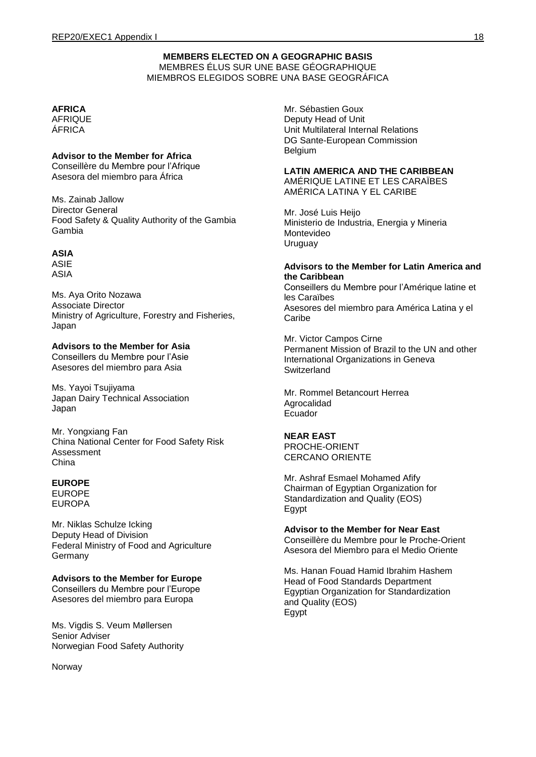**MEMBERS ELECTED ON A GEOGRAPHIC BASIS**
MEMBRES ÉLUS SUR UNE BASE GÉOGRAPHIQUE
MIEMBROS ELEGIDOS SOBRE UNA BASE GEOGRÁFICA

**AFRICA**
AFRIQUE
ÁFRICA

**Advisor to the Member for Africa**
Conseillère du Membre pour l'Afrique
Asesora del miembro para África

Ms. Zainab Jallow
Director General
Food Safety & Quality Authority of the Gambia
Gambia

**ASIA**
ASIE
ASIA

Ms. Aya Orito Nozawa
Associate Director
Ministry of Agriculture, Forestry and Fisheries,
Japan

**Advisors to the Member for Asia**
Conseillers du Membre pour l'Asie
Asesores del miembro para Asia

Ms. Yayoi Tsujiyama
Japan Dairy Technical Association
Japan

Mr. Yongxiang Fan
China National Center for Food Safety Risk Assessment
China

**EUROPE**
EUROPE
EUROPA

Mr. Niklas Schulze Icking
Deputy Head of Division
Federal Ministry of Food and Agriculture
Germany

**Advisors to the Member for Europe**
Conseillers du Membre pour l'Europe
Asesores del miembro para Europa

Ms. Vigdis S. Veum Møllersen
Senior Adviser
Norwegian Food Safety Authority

Norway

Mr. Sébastien Goux
Deputy Head of Unit
Unit Multilateral Internal Relations
DG Sante-European Commission
Belgium

**LATIN AMERICA AND THE CARIBBEAN**
AMÉRIQUE LATINE ET LES CARAÏBES
AMÉRICA LATINA Y EL CARIBE

Mr. José Luis Heijo
Ministerio de Industria, Energia y Mineria
Montevideo
Uruguay

**Advisors to the Member for Latin America and the Caribbean**
Conseillers du Membre pour l'Amérique latine et les Caraïbes
Asesores del miembro para América Latina y el Caribe

Mr. Victor Campos Cirne
Permanent Mission of Brazil to the UN and other International Organizations in Geneva
Switzerland

Mr. Rommel Betancourt Herrea
Agrocalidad
Ecuador

**NEAR EAST**
PROCHE-ORIENT
CERCANO ORIENTE

Mr. Ashraf Esmael Mohamed Afify
Chairman of Egyptian Organization for Standardization and Quality (EOS)
Egypt

**Advisor to the Member for Near East**
Conseillère du Membre pour le Proche-Orient
Asesora del Miembro para el Medio Oriente

Ms. Hanan Fouad Hamid Ibrahim Hashem
Head of Food Standards Department
Egyptian Organization for Standardization and Quality (EOS)
Egypt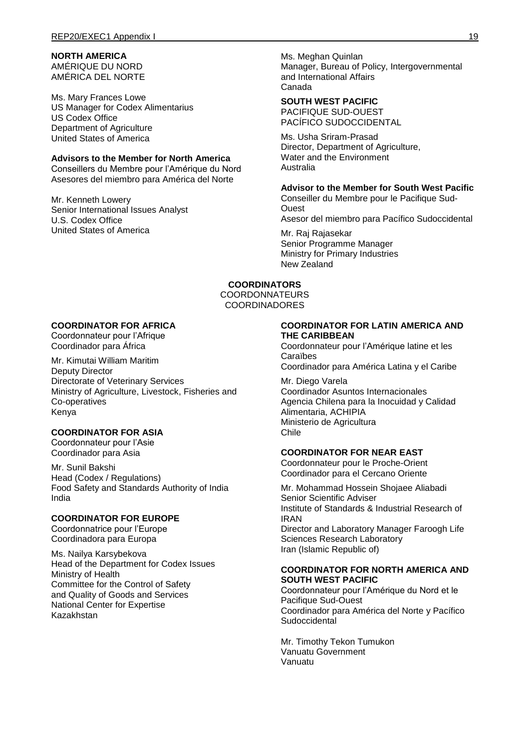**NORTH AMERICA**
AMÉRIQUE DU NORD
AMÉRICA DEL NORTE

Ms. Mary Frances Lowe
US Manager for Codex Alimentarius
US Codex Office
Department of Agriculture
United States of America

**Advisors to the Member for North America**
Conseillers du Membre pour l'Amérique du Nord
Asesores del miembro para América del Norte

Mr. Kenneth Lowery
Senior International Issues Analyst
U.S. Codex Office
United States of America

Ms. Meghan Quinlan
Manager, Bureau of Policy, Intergovernmental and International Affairs
Canada

**SOUTH WEST PACIFIC**
PACIFIQUE SUD-OUEST
PACÍFICO SUDOCCIDENTAL

Ms. Usha Sriram-Prasad
Director, Department of Agriculture, Water and the Environment
Australia

**Advisor to the Member for South West Pacific**
Conseiller du Membre pour le Pacifique Sud-Ouest
Asesor del miembro para Pacífico Sudoccidental

Mr. Raj Rajasekar
Senior Programme Manager
Ministry for Primary Industries
New Zealand

## COORDINATORS
COORDONNATEURS
COORDINADORES

**COORDINATOR FOR AFRICA**
Coordonnateur pour l'Afrique
Coordinador para África

Mr. Kimutai William Maritim
Deputy Director
Directorate of Veterinary Services
Ministry of Agriculture, Livestock, Fisheries and Co-operatives
Kenya

**COORDINATOR FOR ASIA**
Coordonnateur pour l'Asie
Coordinador para Asia

Mr. Sunil Bakshi
Head (Codex / Regulations)
Food Safety and Standards Authority of India
India

**COORDINATOR FOR EUROPE**
Coordonnatrice pour l'Europe
Coordinadora para Europa

Ms. Nailya Karsybekova
Head of the Department for Codex Issues
Ministry of Health
Committee for the Control of Safety and Quality of Goods and Services
National Center for Expertise
Kazakhstan

**COORDINATOR FOR LATIN AMERICA AND THE CARIBBEAN**
Coordonnateur pour l'Amérique latine et les Caraïbes
Coordinador para América Latina y el Caribe

Mr. Diego Varela
Coordinador Asuntos Internacionales
Agencia Chilena para la Inocuidad y Calidad Alimentaria, ACHIPIA
Ministerio de Agricultura
Chile

**COORDINATOR FOR NEAR EAST**
Coordonnateur pour le Proche-Orient
Coordinador para el Cercano Oriente

Mr. Mohammad Hossein Shojaee Aliabadi
Senior Scientific Adviser
Institute of Standards & Industrial Research of IRAN
Director and Laboratory Manager Faroogh Life Sciences Research Laboratory
Iran (Islamic Republic of)

**COORDINATOR FOR NORTH AMERICA AND SOUTH WEST PACIFIC**
Coordonnateur pour l'Amérique du Nord et le Pacifique Sud-Ouest
Coordinador para América del Norte y Pacífico Sudoccidental

Mr. Timothy Tekon Tumukon
Vanuatu Government
Vanuatu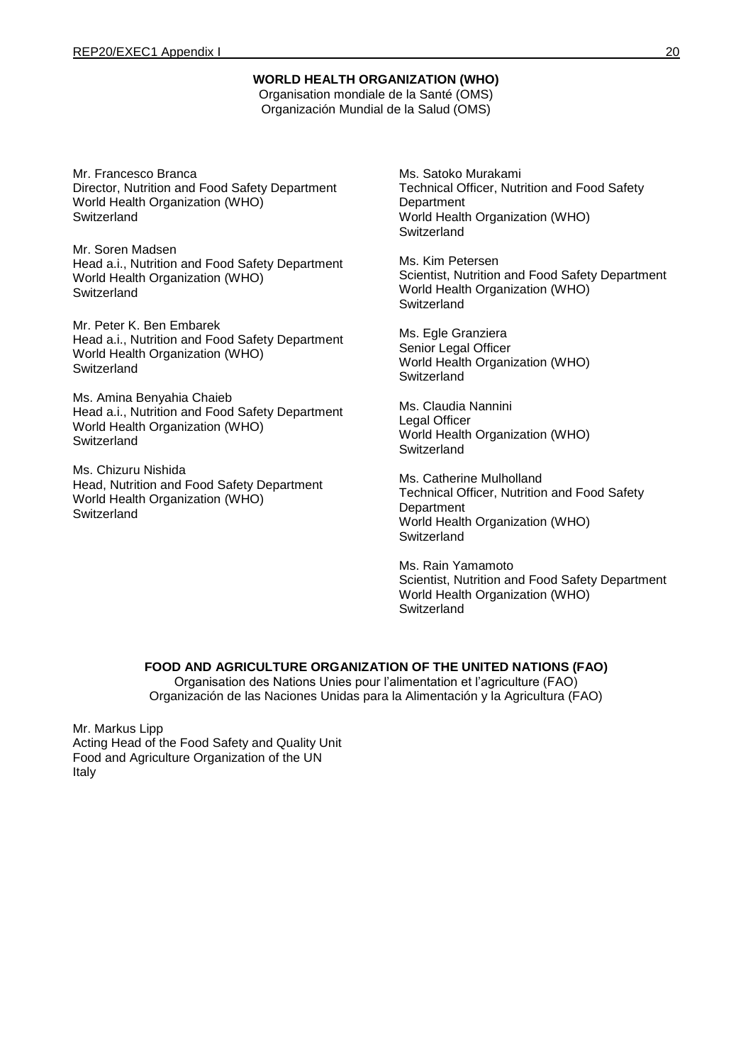**WORLD HEALTH ORGANIZATION (WHO)**
Organisation mondiale de la Santé (OMS)
Organización Mundial de la Salud (OMS)

Mr. Francesco Branca
Director, Nutrition and Food Safety Department
World Health Organization (WHO)
Switzerland

Mr. Soren Madsen
Head a.i., Nutrition and Food Safety Department
World Health Organization (WHO)
Switzerland

Mr. Peter K. Ben Embarek
Head a.i., Nutrition and Food Safety Department
World Health Organization (WHO)
Switzerland

Ms. Amina Benyahia Chaieb
Head a.i., Nutrition and Food Safety Department
World Health Organization (WHO)
Switzerland

Ms. Chizuru Nishida
Head, Nutrition and Food Safety Department
World Health Organization (WHO)
Switzerland

Ms. Satoko Murakami
Technical Officer, Nutrition and Food Safety Department
World Health Organization (WHO)
Switzerland

Ms. Kim Petersen
Scientist, Nutrition and Food Safety Department
World Health Organization (WHO)
Switzerland

Ms. Egle Granziera
Senior Legal Officer
World Health Organization (WHO)
Switzerland

Ms. Claudia Nannini
Legal Officer
World Health Organization (WHO)
Switzerland

Ms. Catherine Mulholland
Technical Officer, Nutrition and Food Safety Department
World Health Organization (WHO)
Switzerland

Ms. Rain Yamamoto
Scientist, Nutrition and Food Safety Department
World Health Organization (WHO)
Switzerland

**FOOD AND AGRICULTURE ORGANIZATION OF THE UNITED NATIONS (FAO)**
Organisation des Nations Unies pour l'alimentation et l'agriculture (FAO)
Organización de las Naciones Unidas para la Alimentación y la Agricultura (FAO)

Mr. Markus Lipp
Acting Head of the Food Safety and Quality Unit
Food and Agriculture Organization of the UN
Italy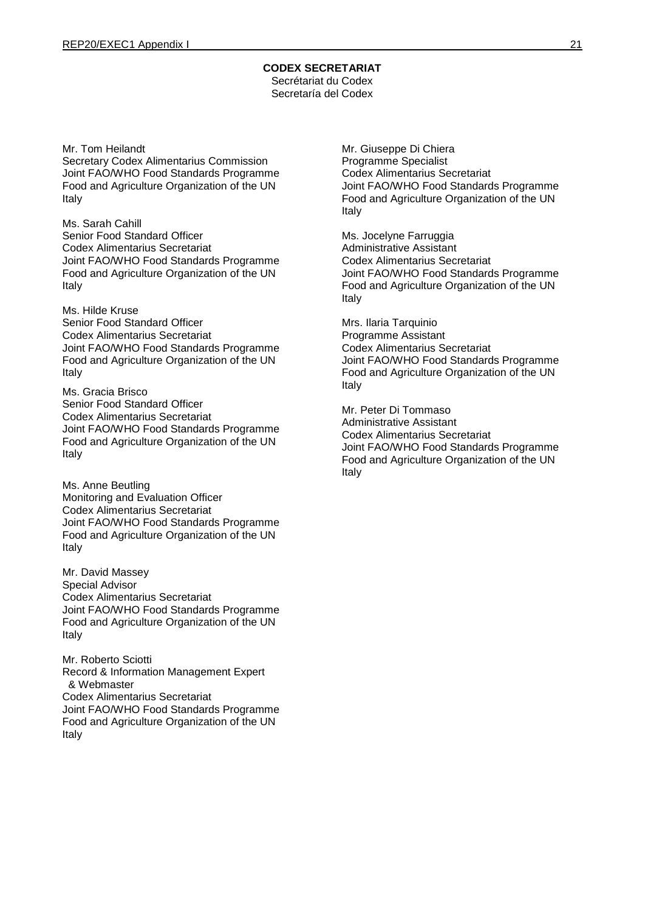**CODEX SECRETARIAT**
Secrétariat du Codex
Secretaría del Codex

Mr. Tom Heilandt
Secretary Codex Alimentarius Commission
Joint FAO/WHO Food Standards Programme
Food and Agriculture Organization of the UN
Italy

Ms. Sarah Cahill
Senior Food Standard Officer
Codex Alimentarius Secretariat
Joint FAO/WHO Food Standards Programme
Food and Agriculture Organization of the UN
Italy

Ms. Hilde Kruse
Senior Food Standard Officer
Codex Alimentarius Secretariat
Joint FAO/WHO Food Standards Programme
Food and Agriculture Organization of the UN
Italy

Ms. Gracia Brisco
Senior Food Standard Officer
Codex Alimentarius Secretariat
Joint FAO/WHO Food Standards Programme
Food and Agriculture Organization of the UN
Italy

Ms. Anne Beutling
Monitoring and Evaluation Officer
Codex Alimentarius Secretariat
Joint FAO/WHO Food Standards Programme
Food and Agriculture Organization of the UN
Italy

Mr. David Massey
Special Advisor
Codex Alimentarius Secretariat
Joint FAO/WHO Food Standards Programme
Food and Agriculture Organization of the UN
Italy

Mr. Roberto Sciotti
Record & Information Management Expert & Webmaster
Codex Alimentarius Secretariat
Joint FAO/WHO Food Standards Programme
Food and Agriculture Organization of the UN
Italy

Mr. Giuseppe Di Chiera
Programme Specialist
Codex Alimentarius Secretariat
Joint FAO/WHO Food Standards Programme
Food and Agriculture Organization of the UN
Italy

Ms. Jocelyne Farruggia
Administrative Assistant
Codex Alimentarius Secretariat
Joint FAO/WHO Food Standards Programme
Food and Agriculture Organization of the UN
Italy

Mrs. Ilaria Tarquinio
Programme Assistant
Codex Alimentarius Secretariat
Joint FAO/WHO Food Standards Programme
Food and Agriculture Organization of the UN
Italy

Mr. Peter Di Tommaso
Administrative Assistant
Codex Alimentarius Secretariat
Joint FAO/WHO Food Standards Programme
Food and Agriculture Organization of the UN
Italy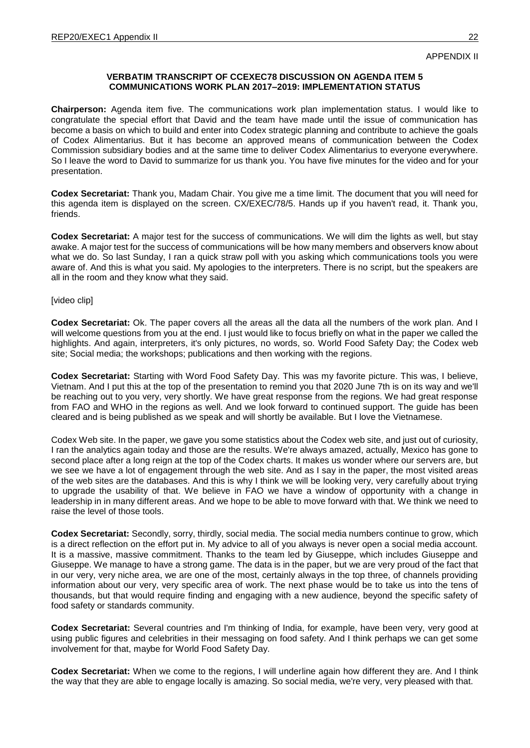APPENDIX II

**VERBATIM TRANSCRIPT OF CCEXEC78 DISCUSSION ON AGENDA ITEM 5**
**COMMUNICATIONS WORK PLAN 2017–2019: IMPLEMENTATION STATUS**

**Chairperson:** Agenda item five. The communications work plan implementation status. I would like to congratulate the special effort that David and the team have made until the issue of communication has become a basis on which to build and enter into Codex strategic planning and contribute to achieve the goals of Codex Alimentarius. But it has become an approved means of communication between the Codex Commission subsidiary bodies and at the same time to deliver Codex Alimentarius to everyone everywhere. So I leave the word to David to summarize for us thank you. You have five minutes for the video and for your presentation.

**Codex Secretariat:** Thank you, Madam Chair. You give me a time limit. The document that you will need for this agenda item is displayed on the screen. CX/EXEC/78/5. Hands up if you haven't read, it. Thank you, friends.

**Codex Secretariat:** A major test for the success of communications. We will dim the lights as well, but stay awake. A major test for the success of communications will be how many members and observers know about what we do. So last Sunday, I ran a quick straw poll with you asking which communications tools you were aware of. And this is what you said. My apologies to the interpreters. There is no script, but the speakers are all in the room and they know what they said.

[video clip]

**Codex Secretariat:** Ok. The paper covers all the areas all the data all the numbers of the work plan. And I will welcome questions from you at the end. I just would like to focus briefly on what in the paper we called the highlights. And again, interpreters, it's only pictures, no words, so. World Food Safety Day; the Codex web site; Social media; the workshops; publications and then working with the regions.

**Codex Secretariat:** Starting with Word Food Safety Day. This was my favorite picture. This was, I believe, Vietnam. And I put this at the top of the presentation to remind you that 2020 June 7th is on its way and we'll be reaching out to you very, very shortly. We have great response from the regions. We had great response from FAO and WHO in the regions as well. And we look forward to continued support. The guide has been cleared and is being published as we speak and will shortly be available. But I love the Vietnamese.

Codex Web site. In the paper, we gave you some statistics about the Codex web site, and just out of curiosity, I ran the analytics again today and those are the results. We're always amazed, actually, Mexico has gone to second place after a long reign at the top of the Codex charts. It makes us wonder where our servers are, but we see we have a lot of engagement through the web site. And as I say in the paper, the most visited areas of the web sites are the databases. And this is why I think we will be looking very, very carefully about trying to upgrade the usability of that. We believe in FAO we have a window of opportunity with a change in leadership in in many different areas. And we hope to be able to move forward with that. We think we need to raise the level of those tools.

**Codex Secretariat:** Secondly, sorry, thirdly, social media. The social media numbers continue to grow, which is a direct reflection on the effort put in. My advice to all of you always is never open a social media account. It is a massive, massive commitment. Thanks to the team led by Giuseppe, which includes Giuseppe and Giuseppe. We manage to have a strong game. The data is in the paper, but we are very proud of the fact that in our very, very niche area, we are one of the most, certainly always in the top three, of channels providing information about our very, very specific area of work. The next phase would be to take us into the tens of thousands, but that would require finding and engaging with a new audience, beyond the specific safety of food safety or standards community.

**Codex Secretariat:** Several countries and I'm thinking of India, for example, have been very, very good at using public figures and celebrities in their messaging on food safety. And I think perhaps we can get some involvement for that, maybe for World Food Safety Day.

**Codex Secretariat:** When we come to the regions, I will underline again how different they are. And I think the way that they are able to engage locally is amazing. So social media, we're very, very pleased with that.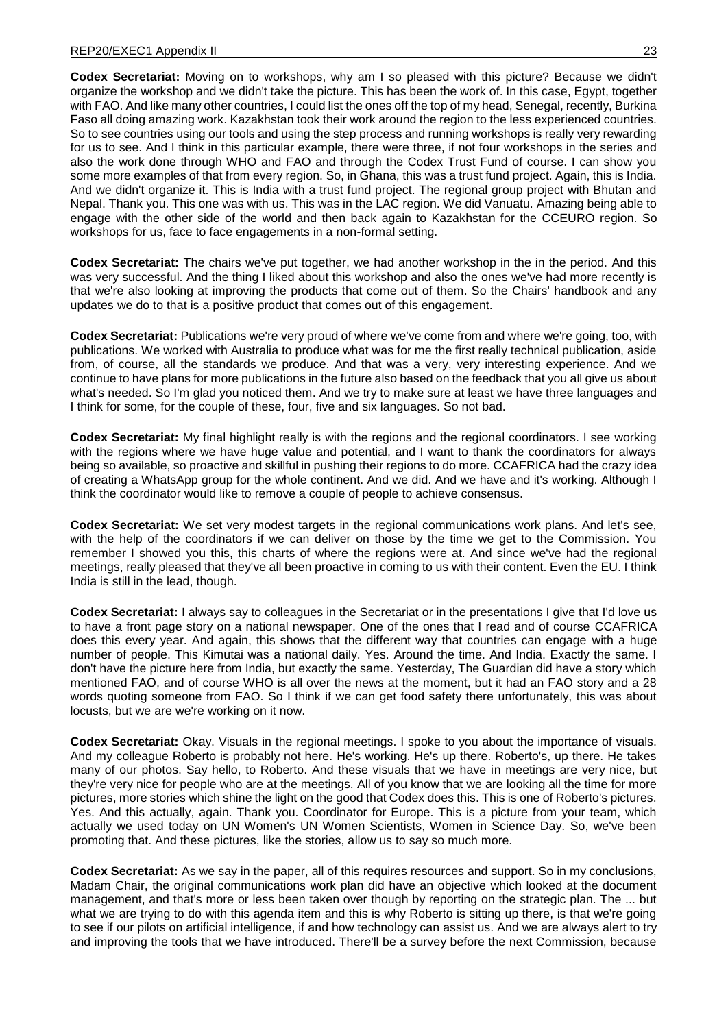**Codex Secretariat:** Moving on to workshops, why am I so pleased with this picture? Because we didn't organize the workshop and we didn't take the picture. This has been the work of. In this case, Egypt, together with FAO. And like many other countries, I could list the ones off the top of my head, Senegal, recently, Burkina Faso all doing amazing work. Kazakhstan took their work around the region to the less experienced countries. So to see countries using our tools and using the step process and running workshops is really very rewarding for us to see. And I think in this particular example, there were three, if not four workshops in the series and also the work done through WHO and FAO and through the Codex Trust Fund of course. I can show you some more examples of that from every region. So, in Ghana, this was a trust fund project. Again, this is India. And we didn't organize it. This is India with a trust fund project. The regional group project with Bhutan and Nepal. Thank you. This one was with us. This was in the LAC region. We did Vanuatu. Amazing being able to engage with the other side of the world and then back again to Kazakhstan for the CCEURO region. So workshops for us, face to face engagements in a non-formal setting.

**Codex Secretariat:** The chairs we've put together, we had another workshop in the in the period. And this was very successful. And the thing I liked about this workshop and also the ones we've had more recently is that we're also looking at improving the products that come out of them. So the Chairs' handbook and any updates we do to that is a positive product that comes out of this engagement.

**Codex Secretariat:** Publications we're very proud of where we've come from and where we're going, too, with publications. We worked with Australia to produce what was for me the first really technical publication, aside from, of course, all the standards we produce. And that was a very, very interesting experience. And we continue to have plans for more publications in the future also based on the feedback that you all give us about what's needed. So I'm glad you noticed them. And we try to make sure at least we have three languages and I think for some, for the couple of these, four, five and six languages. So not bad.

**Codex Secretariat:** My final highlight really is with the regions and the regional coordinators. I see working with the regions where we have huge value and potential, and I want to thank the coordinators for always being so available, so proactive and skillful in pushing their regions to do more. CCAFRICA had the crazy idea of creating a WhatsApp group for the whole continent. And we did. And we have and it's working. Although I think the coordinator would like to remove a couple of people to achieve consensus.

**Codex Secretariat:** We set very modest targets in the regional communications work plans. And let's see, with the help of the coordinators if we can deliver on those by the time we get to the Commission. You remember I showed you this, this charts of where the regions were at. And since we've had the regional meetings, really pleased that they've all been proactive in coming to us with their content. Even the EU. I think India is still in the lead, though.

**Codex Secretariat:** I always say to colleagues in the Secretariat or in the presentations I give that I'd love us to have a front page story on a national newspaper. One of the ones that I read and of course CCAFRICA does this every year. And again, this shows that the different way that countries can engage with a huge number of people. This Kimutai was a national daily. Yes. Around the time. And India. Exactly the same. I don't have the picture here from India, but exactly the same. Yesterday, The Guardian did have a story which mentioned FAO, and of course WHO is all over the news at the moment, but it had an FAO story and a 28 words quoting someone from FAO. So I think if we can get food safety there unfortunately, this was about locusts, but we are we're working on it now.

**Codex Secretariat:** Okay. Visuals in the regional meetings. I spoke to you about the importance of visuals. And my colleague Roberto is probably not here. He's working. He's up there. Roberto's, up there. He takes many of our photos. Say hello, to Roberto. And these visuals that we have in meetings are very nice, but they're very nice for people who are at the meetings. All of you know that we are looking all the time for more pictures, more stories which shine the light on the good that Codex does this. This is one of Roberto's pictures. Yes. And this actually, again. Thank you. Coordinator for Europe. This is a picture from your team, which actually we used today on UN Women's UN Women Scientists, Women in Science Day. So, we've been promoting that. And these pictures, like the stories, allow us to say so much more.

**Codex Secretariat:** As we say in the paper, all of this requires resources and support. So in my conclusions, Madam Chair, the original communications work plan did have an objective which looked at the document management, and that's more or less been taken over though by reporting on the strategic plan. The ... but what we are trying to do with this agenda item and this is why Roberto is sitting up there, is that we're going to see if our pilots on artificial intelligence, if and how technology can assist us. And we are always alert to try and improving the tools that we have introduced. There'll be a survey before the next Commission, because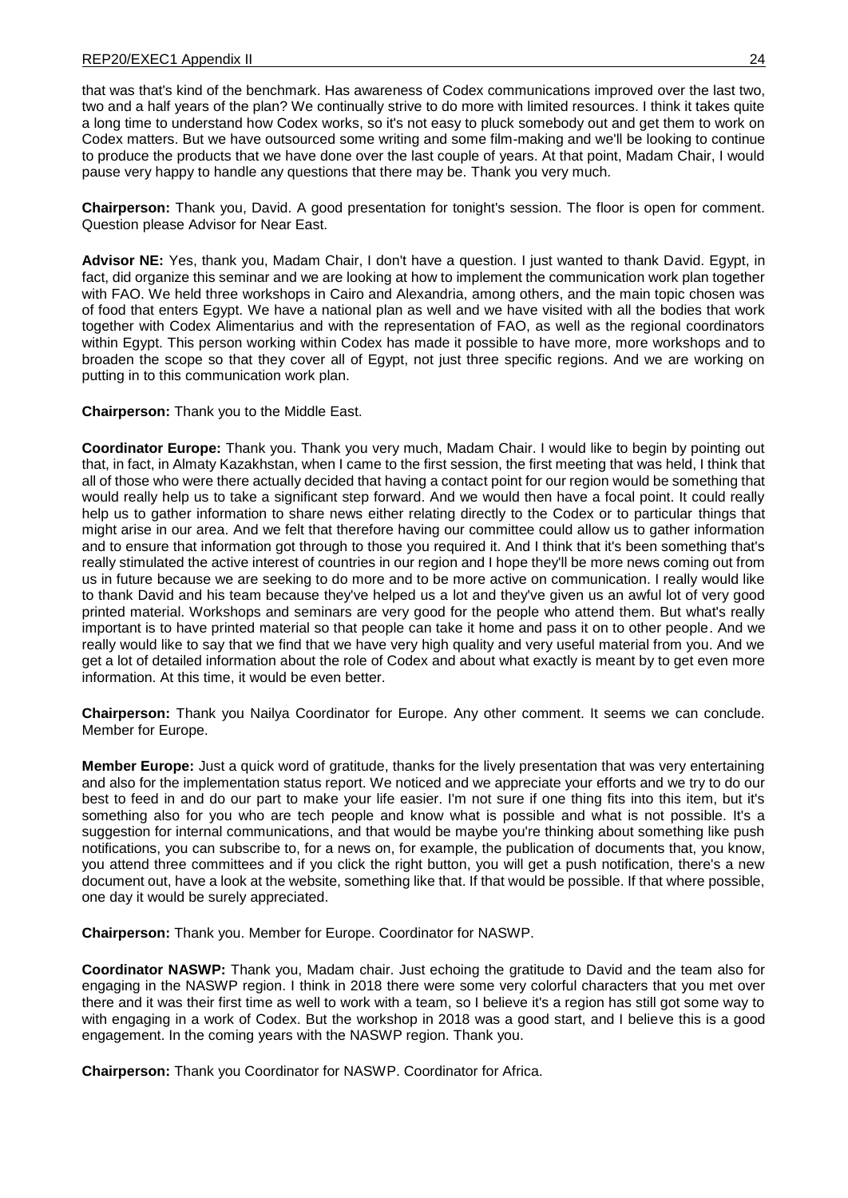that was that's kind of the benchmark. Has awareness of Codex communications improved over the last two, two and a half years of the plan? We continually strive to do more with limited resources. I think it takes quite a long time to understand how Codex works, so it's not easy to pluck somebody out and get them to work on Codex matters. But we have outsourced some writing and some film-making and we'll be looking to continue to produce the products that we have done over the last couple of years. At that point, Madam Chair, I would pause very happy to handle any questions that there may be. Thank you very much.

**Chairperson:** Thank you, David. A good presentation for tonight's session. The floor is open for comment. Question please Advisor for Near East.

**Advisor NE:** Yes, thank you, Madam Chair, I don't have a question. I just wanted to thank David. Egypt, in fact, did organize this seminar and we are looking at how to implement the communication work plan together with FAO. We held three workshops in Cairo and Alexandria, among others, and the main topic chosen was of food that enters Egypt. We have a national plan as well and we have visited with all the bodies that work together with Codex Alimentarius and with the representation of FAO, as well as the regional coordinators within Egypt. This person working within Codex has made it possible to have more, more workshops and to broaden the scope so that they cover all of Egypt, not just three specific regions. And we are working on putting in to this communication work plan.

**Chairperson:** Thank you to the Middle East.

**Coordinator Europe:** Thank you. Thank you very much, Madam Chair. I would like to begin by pointing out that, in fact, in Almaty Kazakhstan, when I came to the first session, the first meeting that was held, I think that all of those who were there actually decided that having a contact point for our region would be something that would really help us to take a significant step forward. And we would then have a focal point. It could really help us to gather information to share news either relating directly to the Codex or to particular things that might arise in our area. And we felt that therefore having our committee could allow us to gather information and to ensure that information got through to those you required it. And I think that it's been something that's really stimulated the active interest of countries in our region and I hope they'll be more news coming out from us in future because we are seeking to do more and to be more active on communication. I really would like to thank David and his team because they've helped us a lot and they've given us an awful lot of very good printed material. Workshops and seminars are very good for the people who attend them. But what's really important is to have printed material so that people can take it home and pass it on to other people. And we really would like to say that we find that we have very high quality and very useful material from you. And we get a lot of detailed information about the role of Codex and about what exactly is meant by to get even more information. At this time, it would be even better.

**Chairperson:** Thank you Nailya Coordinator for Europe. Any other comment. It seems we can conclude. Member for Europe.

**Member Europe:** Just a quick word of gratitude, thanks for the lively presentation that was very entertaining and also for the implementation status report. We noticed and we appreciate your efforts and we try to do our best to feed in and do our part to make your life easier. I'm not sure if one thing fits into this item, but it's something also for you who are tech people and know what is possible and what is not possible. It's a suggestion for internal communications, and that would be maybe you're thinking about something like push notifications, you can subscribe to, for a news on, for example, the publication of documents that, you know, you attend three committees and if you click the right button, you will get a push notification, there's a new document out, have a look at the website, something like that. If that would be possible. If that where possible, one day it would be surely appreciated.

**Chairperson:** Thank you. Member for Europe. Coordinator for NASWP.

**Coordinator NASWP:** Thank you, Madam chair. Just echoing the gratitude to David and the team also for engaging in the NASWP region. I think in 2018 there were some very colorful characters that you met over there and it was their first time as well to work with a team, so I believe it's a region has still got some way to with engaging in a work of Codex. But the workshop in 2018 was a good start, and I believe this is a good engagement. In the coming years with the NASWP region. Thank you.

**Chairperson:** Thank you Coordinator for NASWP. Coordinator for Africa.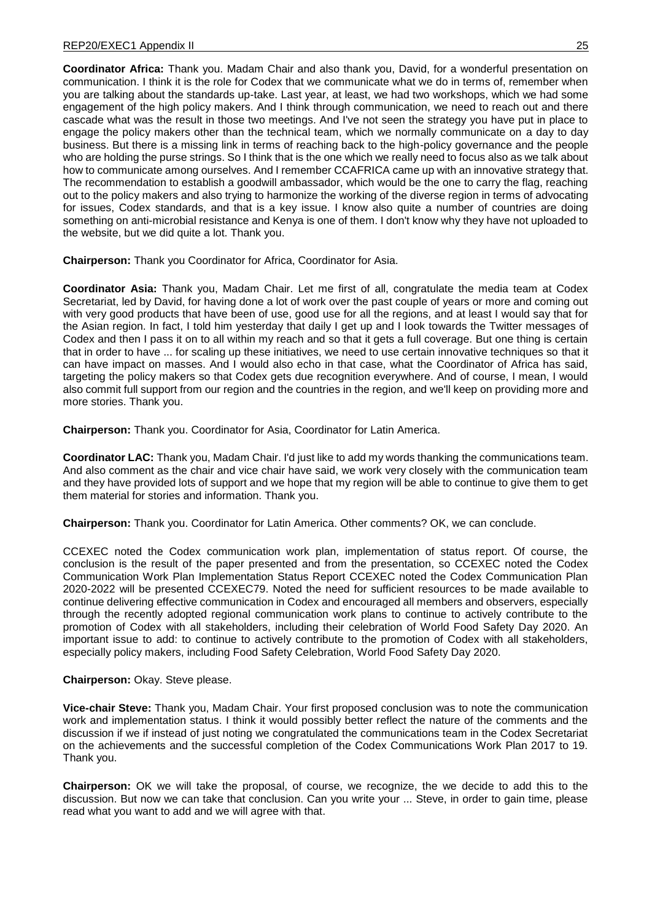**Coordinator Africa:** Thank you. Madam Chair and also thank you, David, for a wonderful presentation on communication. I think it is the role for Codex that we communicate what we do in terms of, remember when you are talking about the standards up-take. Last year, at least, we had two workshops, which we had some engagement of the high policy makers. And I think through communication, we need to reach out and there cascade what was the result in those two meetings. And I've not seen the strategy you have put in place to engage the policy makers other than the technical team, which we normally communicate on a day to day business. But there is a missing link in terms of reaching back to the high-policy governance and the people who are holding the purse strings. So I think that is the one which we really need to focus also as we talk about how to communicate among ourselves. And I remember CCAFRICA came up with an innovative strategy that. The recommendation to establish a goodwill ambassador, which would be the one to carry the flag, reaching out to the policy makers and also trying to harmonize the working of the diverse region in terms of advocating for issues, Codex standards, and that is a key issue. I know also quite a number of countries are doing something on anti-microbial resistance and Kenya is one of them. I don't know why they have not uploaded to the website, but we did quite a lot. Thank you.

**Chairperson:** Thank you Coordinator for Africa, Coordinator for Asia.

**Coordinator Asia:** Thank you, Madam Chair. Let me first of all, congratulate the media team at Codex Secretariat, led by David, for having done a lot of work over the past couple of years or more and coming out with very good products that have been of use, good use for all the regions, and at least I would say that for the Asian region. In fact, I told him yesterday that daily I get up and I look towards the Twitter messages of Codex and then I pass it on to all within my reach and so that it gets a full coverage. But one thing is certain that in order to have ... for scaling up these initiatives, we need to use certain innovative techniques so that it can have impact on masses. And I would also echo in that case, what the Coordinator of Africa has said, targeting the policy makers so that Codex gets due recognition everywhere. And of course, I mean, I would also commit full support from our region and the countries in the region, and we'll keep on providing more and more stories. Thank you.

**Chairperson:** Thank you. Coordinator for Asia, Coordinator for Latin America.

**Coordinator LAC:** Thank you, Madam Chair. I'd just like to add my words thanking the communications team. And also comment as the chair and vice chair have said, we work very closely with the communication team and they have provided lots of support and we hope that my region will be able to continue to give them to get them material for stories and information. Thank you.

**Chairperson:** Thank you. Coordinator for Latin America. Other comments? OK, we can conclude.

CCEXEC noted the Codex communication work plan, implementation of status report. Of course, the conclusion is the result of the paper presented and from the presentation, so CCEXEC noted the Codex Communication Work Plan Implementation Status Report CCEXEC noted the Codex Communication Plan 2020-2022 will be presented CCEXEC79. Noted the need for sufficient resources to be made available to continue delivering effective communication in Codex and encouraged all members and observers, especially through the recently adopted regional communication work plans to continue to actively contribute to the promotion of Codex with all stakeholders, including their celebration of World Food Safety Day 2020. An important issue to add: to continue to actively contribute to the promotion of Codex with all stakeholders, especially policy makers, including Food Safety Celebration, World Food Safety Day 2020.

**Chairperson:** Okay. Steve please.

**Vice-chair Steve:** Thank you, Madam Chair. Your first proposed conclusion was to note the communication work and implementation status. I think it would possibly better reflect the nature of the comments and the discussion if we if instead of just noting we congratulated the communications team in the Codex Secretariat on the achievements and the successful completion of the Codex Communications Work Plan 2017 to 19. Thank you.

**Chairperson:** OK we will take the proposal, of course, we recognize, the we decide to add this to the discussion. But now we can take that conclusion. Can you write your ... Steve, in order to gain time, please read what you want to add and we will agree with that.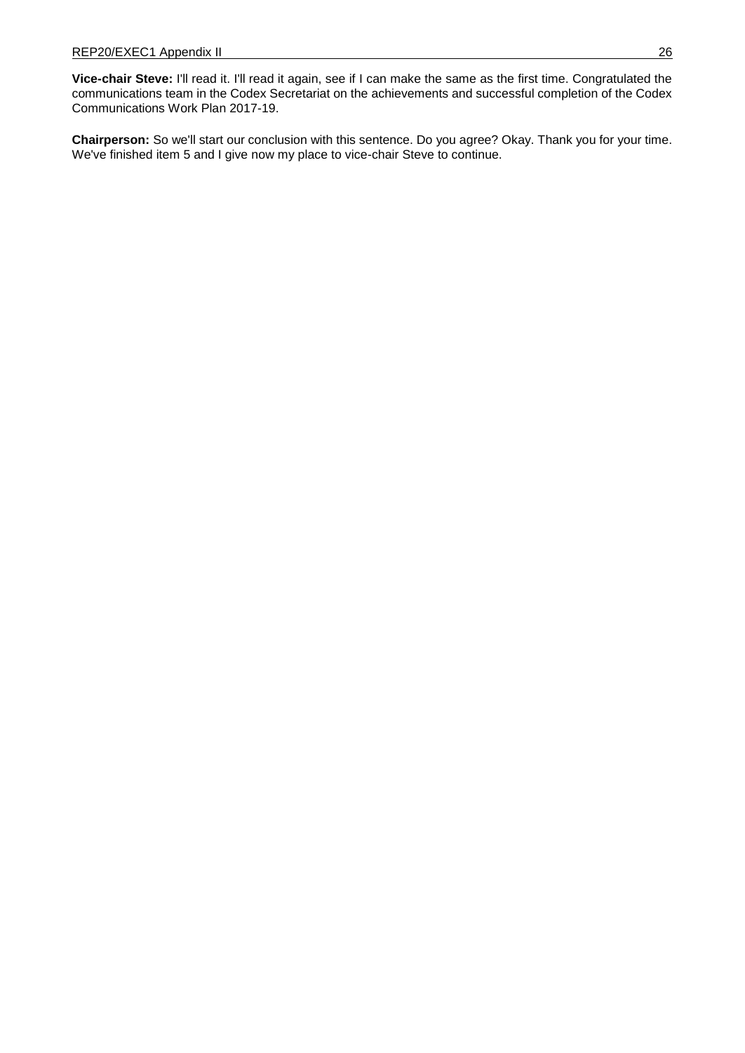**Vice-chair Steve:** I'll read it. I'll read it again, see if I can make the same as the first time. Congratulated the communications team in the Codex Secretariat on the achievements and successful completion of the Codex Communications Work Plan 2017-19.

**Chairperson:** So we'll start our conclusion with this sentence. Do you agree? Okay. Thank you for your time. We've finished item 5 and I give now my place to vice-chair Steve to continue.